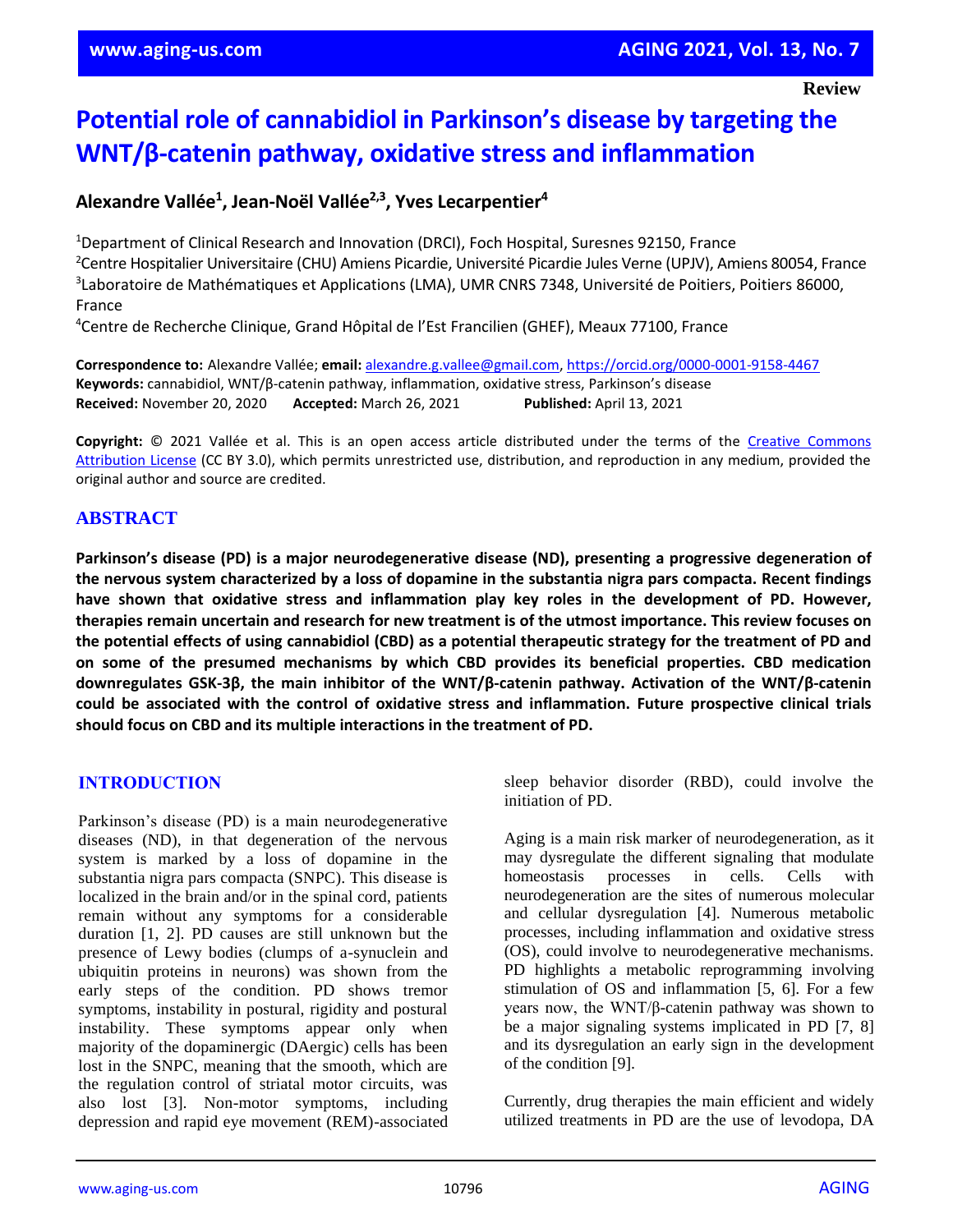**Review**

# Potential role of cannabidiol in Parkinson's disease by targeting the WNT/β-catenin pathway, oxidative stress and inflammation

**Alexandre Vallée[1], Jean-Noël Vallée[2,3], Yves Lecarpentier[4]**

[1]Department of Clinical Research and Innovation (DRCI), Foch Hospital, Suresnes 92150, France
[2]Centre Hospitalier Universitaire (CHU) Amiens Picardie, Université Picardie Jules Verne (UPJV), Amiens 80054, France
[3]Laboratoire de Mathématiques et Applications (LMA), UMR CNRS 7348, Université de Poitiers, Poitiers 86000, France
[4]Centre de Recherche Clinique, Grand Hôpital de l'Est Francilien (GHEF), Meaux 77100, France

**Correspondence to:** Alexandre Vallée; **email:** alexandre.g.vallee@gmail.com, https://orcid.org/0000-0001-9158-4467
**Keywords:** cannabidiol, WNT/β-catenin pathway, inflammation, oxidative stress, Parkinson's disease
**Received:** November 20, 2020 **Accepted:** March 26, 2021 **Published:** April 13, 2021

**Copyright:** © 2021 Vallée et al. This is an open access article distributed under the terms of the Creative Commons Attribution License (CC BY 3.0), which permits unrestricted use, distribution, and reproduction in any medium, provided the original author and source are credited.

## ABSTRACT

**Parkinson's disease (PD) is a major neurodegenerative disease (ND), presenting a progressive degeneration of the nervous system characterized by a loss of dopamine in the substantia nigra pars compacta. Recent findings have shown that oxidative stress and inflammation play key roles in the development of PD. However, therapies remain uncertain and research for new treatment is of the utmost importance. This review focuses on the potential effects of using cannabidiol (CBD) as a potential therapeutic strategy for the treatment of PD and on some of the presumed mechanisms by which CBD provides its beneficial properties. CBD medication downregulates GSK-3β, the main inhibitor of the WNT/β-catenin pathway. Activation of the WNT/β-catenin could be associated with the control of oxidative stress and inflammation. Future prospective clinical trials should focus on CBD and its multiple interactions in the treatment of PD.**

## INTRODUCTION

Parkinson's disease (PD) is a main neurodegenerative diseases (ND), in that degeneration of the nervous system is marked by a loss of dopamine in the substantia nigra pars compacta (SNPC). This disease is localized in the brain and/or in the spinal cord, patients remain without any symptoms for a considerable duration [1, 2]. PD causes are still unknown but the presence of Lewy bodies (clumps of a-synuclein and ubiquitin proteins in neurons) was shown from the early steps of the condition. PD shows tremor symptoms, instability in postural, rigidity and postural instability. These symptoms appear only when majority of the dopaminergic (DAergic) cells has been lost in the SNPC, meaning that the smooth, which are the regulation control of striatal motor circuits, was also lost [3]. Non-motor symptoms, including depression and rapid eye movement (REM)-associated sleep behavior disorder (RBD), could involve the initiation of PD.

Aging is a main risk marker of neurodegeneration, as it may dysregulate the different signaling that modulate homeostasis processes in cells. Cells with neurodegeneration are the sites of numerous molecular and cellular dysregulation [4]. Numerous metabolic processes, including inflammation and oxidative stress (OS), could involve to neurodegenerative mechanisms. PD highlights a metabolic reprogramming involving stimulation of OS and inflammation [5, 6]. For a few years now, the WNT/β-catenin pathway was shown to be a major signaling systems implicated in PD [7, 8] and its dysregulation an early sign in the development of the condition [9].

Currently, drug therapies the main efficient and widely utilized treatments in PD are the use of levodopa, DA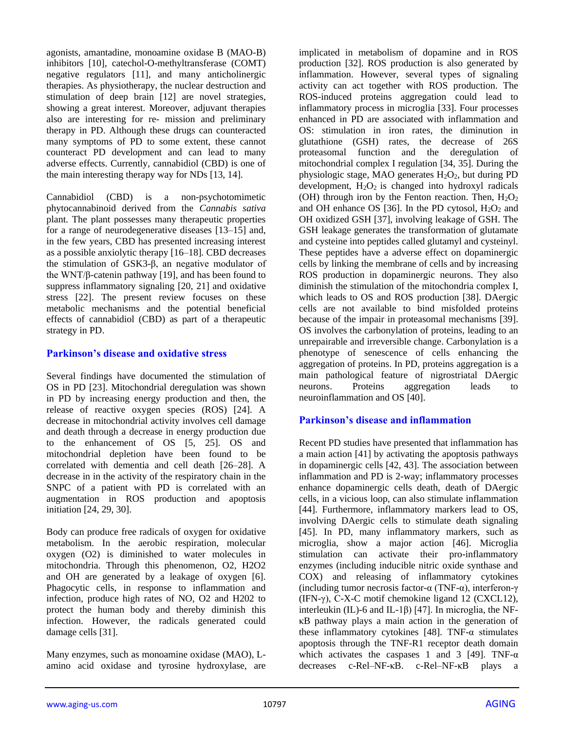agonists, amantadine, monoamine oxidase B (MAO-B) inhibitors [10], catechol-O-methyltransferase (COMT) negative regulators [11], and many anticholinergic therapies. As physiotherapy, the nuclear destruction and stimulation of deep brain [12] are novel strategies, showing a great interest. Moreover, adjuvant therapies also are interesting for re- mission and preliminary therapy in PD. Although these drugs can counteracted many symptoms of PD to some extent, these cannot counteract PD development and can lead to many adverse effects. Currently, cannabidiol (CBD) is one of the main interesting therapy way for NDs [13, 14].

Cannabidiol (CBD) is a non-psychotomimetic phytocannabinoid derived from the *Cannabis sativa* plant. The plant possesses many therapeutic properties for a range of neurodegenerative diseases [13–15] and, in the few years, CBD has presented increasing interest as a possible anxiolytic therapy [16–18]. CBD decreases the stimulation of GSK3-β, an negative modulator of the WNT/β-catenin pathway [19], and has been found to suppress inflammatory signaling [20, 21] and oxidative stress [22]. The present review focuses on these metabolic mechanisms and the potential beneficial effects of cannabidiol (CBD) as part of a therapeutic strategy in PD.

## Parkinson's disease and oxidative stress

Several findings have documented the stimulation of OS in PD [23]. Mitochondrial deregulation was shown in PD by increasing energy production and then, the release of reactive oxygen species (ROS) [24]. A decrease in mitochondrial activity involves cell damage and death through a decrease in energy production due to the enhancement of OS [5, 25]. OS and mitochondrial depletion have been found to be correlated with dementia and cell death [26–28]. A decrease in in the activity of the respiratory chain in the SNPC of a patient with PD is correlated with an augmentation in ROS production and apoptosis initiation [24, 29, 30].

Body can produce free radicals of oxygen for oxidative metabolism. In the aerobic respiration, molecular oxygen (O2) is diminished to water molecules in mitochondria. Through this phenomenon, O2, H2O2 and OH are generated by a leakage of oxygen [6]. Phagocytic cells, in response to inflammation and infection, produce high rates of NO, O2 and H202 to protect the human body and thereby diminish this infection. However, the radicals generated could damage cells [31].

Many enzymes, such as monoamine oxidase (MAO), L-amino acid oxidase and tyrosine hydroxylase, are implicated in metabolism of dopamine and in ROS production [32]. ROS production is also generated by inflammation. However, several types of signaling activity can act together with ROS production. The ROS-induced proteins aggregation could lead to inflammatory process in microglia [33]. Four processes enhanced in PD are associated with inflammation and OS: stimulation in iron rates, the diminution in glutathione (GSH) rates, the decrease of 26S proteasomal function and the deregulation of mitochondrial complex I regulation [34, 35]. During the physiologic stage, MAO generates $H_2O_2$, but during PD development, $H_2O_2$ is changed into hydroxyl radicals (OH) through iron by the Fenton reaction. Then, $H_2O_2$ and OH enhance OS [36]. In the PD cytosol, $H_2O_2$ and OH oxidized GSH [37], involving leakage of GSH. The GSH leakage generates the transformation of glutamate and cysteine into peptides called glutamyl and cysteinyl. These peptides have a adverse effect on dopaminergic cells by linking the membrane of cells and by increasing ROS production in dopaminergic neurons. They also diminish the stimulation of the mitochondria complex I, which leads to OS and ROS production [38]. DAergic cells are not available to bind misfolded proteins because of the impair in proteasomal mechanisms [39]. OS involves the carbonylation of proteins, leading to an unrepairable and irreversible change. Carbonylation is a phenotype of senescence of cells enhancing the aggregation of proteins. In PD, proteins aggregation is a main pathological feature of nigrostriatal DAergic neurons. Proteins aggregation leads to neuroinflammation and OS [40].

## Parkinson's disease and inflammation

Recent PD studies have presented that inflammation has a main action [41] by activating the apoptosis pathways in dopaminergic cells [42, 43]. The association between inflammation and PD is 2-way; inflammatory processes enhance dopaminergic cells death, death of DAergic cells, in a vicious loop, can also stimulate inflammation [44]. Furthermore, inflammatory markers lead to OS, involving DAergic cells to stimulate death signaling [45]. In PD, many inflammatory markers, such as microglia, show a major action [46]. Microglia stimulation can activate their pro-inflammatory enzymes (including inducible nitric oxide synthase and COX) and releasing of inflammatory cytokines (including tumor necrosis factor-α (TNF-α), interferon-γ (IFN-γ), C-X-C motif chemokine ligand 12 (CXCL12), interleukin (IL)-6 and IL-1β) [47]. In microglia, the NF-κB pathway plays a main action in the generation of these inflammatory cytokines [48]. TNF-α stimulates apoptosis through the TNF-R1 receptor death domain which activates the caspases 1 and 3 [49]. TNF-α decreases c-Rel–NF-κB. c-Rel–NF-κB plays a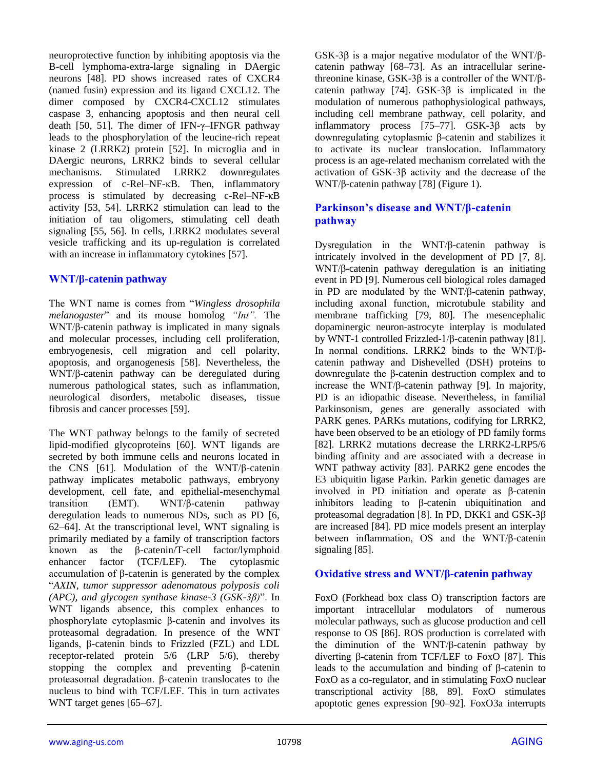neuroprotective function by inhibiting apoptosis via the B-cell lymphoma-extra-large signaling in DAergic neurons [48]. PD shows increased rates of CXCR4 (named fusin) expression and its ligand CXCL12. The dimer composed by CXCR4-CXCL12 stimulates caspase 3, enhancing apoptosis and then neural cell death [50, 51]. The dimer of IFN-γ–IFNGR pathway leads to the phosphorylation of the leucine-rich repeat kinase 2 (LRRK2) protein [52]. In microglia and in DAergic neurons, LRRK2 binds to several cellular mechanisms. Stimulated LRRK2 downregulates expression of c-Rel–NF-κB. Then, inflammatory process is stimulated by decreasing c-Rel–NF-κB activity [53, 54]. LRRK2 stimulation can lead to the initiation of tau oligomers, stimulating cell death signaling [55, 56]. In cells, LRRK2 modulates several vesicle trafficking and its up-regulation is correlated with an increase in inflammatory cytokines [57].

## WNT/β-catenin pathway

The WNT name is comes from "*Wingless drosophila melanogaster*" and its mouse homolog *"Int".* The WNT/β-catenin pathway is implicated in many signals and molecular processes, including cell proliferation, embryogenesis, cell migration and cell polarity, apoptosis, and organogenesis [58]. Nevertheless, the WNT/β-catenin pathway can be deregulated during numerous pathological states, such as inflammation, neurological disorders, metabolic diseases, tissue fibrosis and cancer processes [59].

The WNT pathway belongs to the family of secreted lipid-modified glycoproteins [60]. WNT ligands are secreted by both immune cells and neurons located in the CNS [61]. Modulation of the WNT/β-catenin pathway implicates metabolic pathways, embryony development, cell fate, and epithelial-mesenchymal transition (EMT). WNT/β-catenin pathway deregulation leads to numerous NDs, such as PD [6, 62–64]. At the transcriptional level, WNT signaling is primarily mediated by a family of transcription factors known as the β-catenin/T-cell factor/lymphoid enhancer factor (TCF/LEF). The cytoplasmic accumulation of β-catenin is generated by the complex "*AXIN, tumor suppressor adenomatous polyposis coli (APC), and glycogen synthase kinase-3 (GSK-3β)*". In WNT ligands absence, this complex enhances to phosphorylate cytoplasmic β-catenin and involves its proteasomal degradation. In presence of the WNT ligands, β-catenin binds to Frizzled (FZL) and LDL receptor-related protein 5/6 (LRP 5/6), thereby stopping the complex and preventing β-catenin proteasomal degradation. β-catenin translocates to the nucleus to bind with TCF/LEF. This in turn activates WNT target genes [65–67].

GSK-3β is a major negative modulator of the WNT/β-catenin pathway [68–73]. As an intracellular serine-threonine kinase, GSK-3β is a controller of the WNT/β-catenin pathway [74]. GSK-3β is implicated in the modulation of numerous pathophysiological pathways, including cell membrane pathway, cell polarity, and inflammatory process [75–77]. GSK-3β acts by downregulating cytoplasmic β-catenin and stabilizes it to activate its nuclear translocation. Inflammatory process is an age-related mechanism correlated with the activation of GSK-3β activity and the decrease of the WNT/β-catenin pathway [78] (Figure 1).

## Parkinson's disease and WNT/β-catenin pathway

Dysregulation in the WNT/β-catenin pathway is intricately involved in the development of PD [7, 8]. WNT/β-catenin pathway deregulation is an initiating event in PD [9]. Numerous cell biological roles damaged in PD are modulated by the WNT/β-catenin pathway, including axonal function, microtubule stability and membrane trafficking [79, 80]. The mesencephalic dopaminergic neuron-astrocyte interplay is modulated by WNT-1 controlled Frizzled-1/β-catenin pathway [81]. In normal conditions, LRRK2 binds to the WNT/β-catenin pathway and Dishevelled (DSH) proteins to downregulate the β-catenin destruction complex and to increase the WNT/β-catenin pathway [9]. In majority, PD is an idiopathic disease. Nevertheless, in familial Parkinsonism, genes are generally associated with PARK genes. PARKs mutations, codifying for LRRK2, have been observed to be an etiology of PD family forms [82]. LRRK2 mutations decrease the LRRK2-LRP5/6 binding affinity and are associated with a decrease in WNT pathway activity [83]. PARK2 gene encodes the E3 ubiquitin ligase Parkin. Parkin genetic damages are involved in PD initiation and operate as β-catenin inhibitors leading to β-catenin ubiquitination and proteasomal degradation [8]. In PD, DKK1 and GSK-3β are increased [84]. PD mice models present an interplay between inflammation, OS and the WNT/β-catenin signaling [85].

## Oxidative stress and WNT/β-catenin pathway

FoxO (Forkhead box class O) transcription factors are important intracellular modulators of numerous molecular pathways, such as glucose production and cell response to OS [86]. ROS production is correlated with the diminution of the WNT/β-catenin pathway by diverting β-catenin from TCF/LEF to FoxO [87]. This leads to the accumulation and binding of β-catenin to FoxO as a co-regulator, and in stimulating FoxO nuclear transcriptional activity [88, 89]. FoxO stimulates apoptotic genes expression [90–92]. FoxO3a interrupts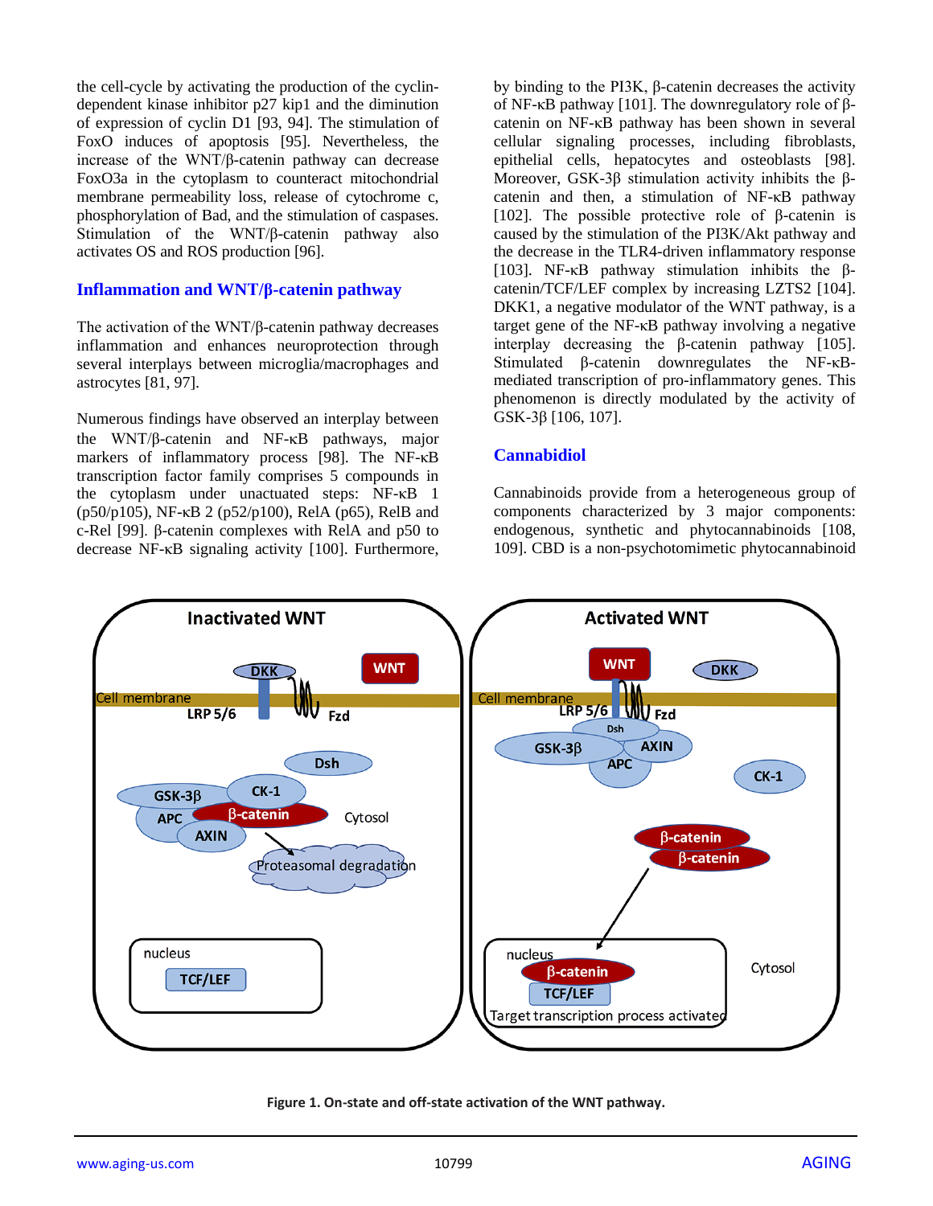the cell-cycle by activating the production of the cyclin-dependent kinase inhibitor p27 kip1 and the diminution of expression of cyclin D1 [93, 94]. The stimulation of FoxO induces of apoptosis [95]. Nevertheless, the increase of the WNT/β-catenin pathway can decrease FoxO3a in the cytoplasm to counteract mitochondrial membrane permeability loss, release of cytochrome c, phosphorylation of Bad, and the stimulation of caspases. Stimulation of the WNT/β-catenin pathway also activates OS and ROS production [96].

## Inflammation and WNT/β-catenin pathway

The activation of the WNT/β-catenin pathway decreases inflammation and enhances neuroprotection through several interplays between microglia/macrophages and astrocytes [81, 97].

Numerous findings have observed an interplay between the WNT/β-catenin and NF-κB pathways, major markers of inflammatory process [98]. The NF-κB transcription factor family comprises 5 compounds in the cytoplasm under unactuated steps: NF-κB 1 (p50/p105), NF-κB 2 (p52/p100), RelA (p65), RelB and c-Rel [99]. β-catenin complexes with RelA and p50 to decrease NF-κB signaling activity [100]. Furthermore, by binding to the PI3K, β-catenin decreases the activity of NF-κB pathway [101]. The downregulatory role of β-catenin on NF-κB pathway has been shown in several cellular signaling processes, including fibroblasts, epithelial cells, hepatocytes and osteoblasts [98]. Moreover, GSK-3β stimulation activity inhibits the β-catenin and then, a stimulation of NF-κB pathway [102]. The possible protective role of β-catenin is caused by the stimulation of the PI3K/Akt pathway and the decrease in the TLR4-driven inflammatory response [103]. NF-κB pathway stimulation inhibits the β-catenin/TCF/LEF complex by increasing LZTS2 [104]. DKK1, a negative modulator of the WNT pathway, is a target gene of the NF-κB pathway involving a negative interplay decreasing the β-catenin pathway [105]. Stimulated β-catenin downregulates the NF-κB-mediated transcription of pro-inflammatory genes. This phenomenon is directly modulated by the activity of GSK-3β [106, 107].

## Cannabidiol

Cannabinoids provide from a heterogeneous group of components characterized by 3 major components: endogenous, synthetic and phytocannabinoids [108, 109]. CBD is a non-psychotomimetic phytocannabinoid

**Figure 1. On-state and off-state activation of the WNT pathway.**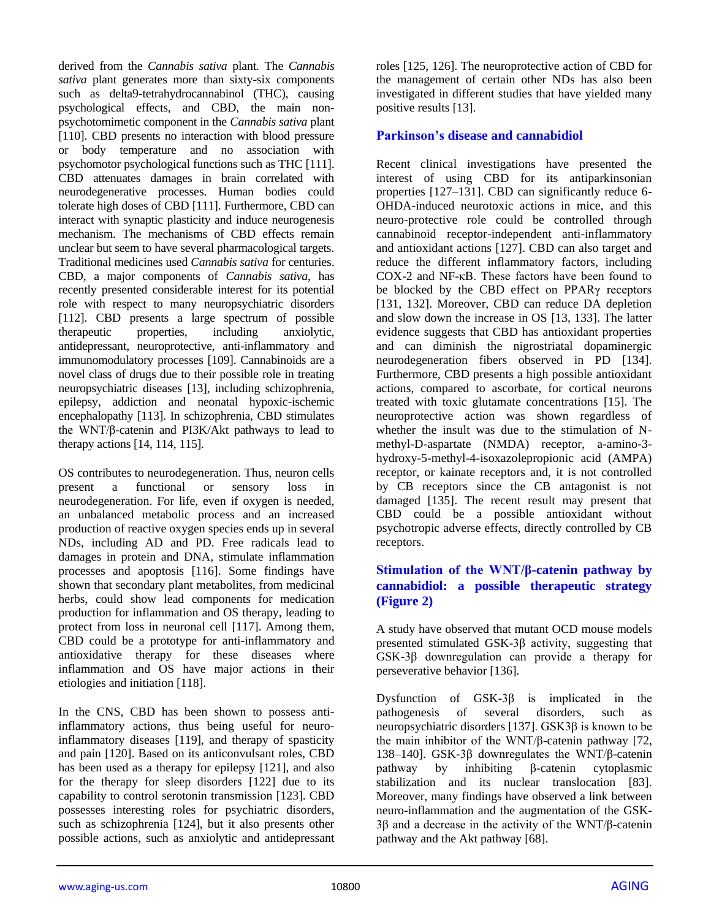derived from the *Cannabis sativa* plant. The *Cannabis sativa* plant generates more than sixty-six components such as delta9-tetrahydrocannabinol (THC), causing psychological effects, and CBD, the main non-psychotomimetic component in the *Cannabis sativa* plant [110]. CBD presents no interaction with blood pressure or body temperature and no association with psychomotor psychological functions such as THC [111]. CBD attenuates damages in brain correlated with neurodegenerative processes. Human bodies could tolerate high doses of CBD [111]. Furthermore, CBD can interact with synaptic plasticity and induce neurogenesis mechanism. The mechanisms of CBD effects remain unclear but seem to have several pharmacological targets. Traditional medicines used *Cannabis sativa* for centuries. CBD, a major components of *Cannabis sativa*, has recently presented considerable interest for its potential role with respect to many neuropsychiatric disorders [112]. CBD presents a large spectrum of possible therapeutic properties, including anxiolytic, antidepressant, neuroprotective, anti-inflammatory and immunomodulatory processes [109]. Cannabinoids are a novel class of drugs due to their possible role in treating neuropsychiatric diseases [13], including schizophrenia, epilepsy, addiction and neonatal hypoxic-ischemic encephalopathy [113]. In schizophrenia, CBD stimulates the WNT/β-catenin and PI3K/Akt pathways to lead to therapy actions [14, 114, 115].

OS contributes to neurodegeneration. Thus, neuron cells present a functional or sensory loss in neurodegeneration. For life, even if oxygen is needed, an unbalanced metabolic process and an increased production of reactive oxygen species ends up in several NDs, including AD and PD. Free radicals lead to damages in protein and DNA, stimulate inflammation processes and apoptosis [116]. Some findings have shown that secondary plant metabolites, from medicinal herbs, could show lead components for medication production for inflammation and OS therapy, leading to protect from loss in neuronal cell [117]. Among them, CBD could be a prototype for anti-inflammatory and antioxidative therapy for these diseases where inflammation and OS have major actions in their etiologies and initiation [118].

In the CNS, CBD has been shown to possess anti-inflammatory actions, thus being useful for neuro-inflammatory diseases [119], and therapy of spasticity and pain [120]. Based on its anticonvulsant roles, CBD has been used as a therapy for epilepsy [121], and also for the therapy for sleep disorders [122] due to its capability to control serotonin transmission [123]. CBD possesses interesting roles for psychiatric disorders, such as schizophrenia [124], but it also presents other possible actions, such as anxiolytic and antidepressant roles [125, 126]. The neuroprotective action of CBD for the management of certain other NDs has also been investigated in different studies that have yielded many positive results [13].

## Parkinson's disease and cannabidiol

Recent clinical investigations have presented the interest of using CBD for its antiparkinsonian properties [127–131]. CBD can significantly reduce 6-OHDA-induced neurotoxic actions in mice, and this neuro-protective role could be controlled through cannabinoid receptor-independent anti-inflammatory and antioxidant actions [127]. CBD can also target and reduce the different inflammatory factors, including COX-2 and NF-κB. These factors have been found to be blocked by the CBD effect on PPARγ receptors [131, 132]. Moreover, CBD can reduce DA depletion and slow down the increase in OS [13, 133]. The latter evidence suggests that CBD has antioxidant properties and can diminish the nigrostriatal dopaminergic neurodegeneration fibers observed in PD [134]. Furthermore, CBD presents a high possible antioxidant actions, compared to ascorbate, for cortical neurons treated with toxic glutamate concentrations [15]. The neuroprotective action was shown regardless of whether the insult was due to the stimulation of N-methyl-D-aspartate (NMDA) receptor, a-amino-3-hydroxy-5-methyl-4-isoxazolepropionic acid (AMPA) receptor, or kainate receptors and, it is not controlled by CB receptors since the CB antagonist is not damaged [135]. The recent result may present that CBD could be a possible antioxidant without psychotropic adverse effects, directly controlled by CB receptors.

## Stimulation of the WNT/β-catenin pathway by cannabidiol: a possible therapeutic strategy (Figure 2)

A study have observed that mutant OCD mouse models presented stimulated GSK-3β activity, suggesting that GSK-3β downregulation can provide a therapy for perseverative behavior [136].

Dysfunction of GSK-3β is implicated in the pathogenesis of several disorders, such as neuropsychiatric disorders [137]. GSK3β is known to be the main inhibitor of the WNT/β-catenin pathway [72, 138–140]. GSK-3β downregulates the WNT/β-catenin pathway by inhibiting β-catenin cytoplasmic stabilization and its nuclear translocation [83]. Moreover, many findings have observed a link between neuro-inflammation and the augmentation of the GSK-3β and a decrease in the activity of the WNT/β-catenin pathway and the Akt pathway [68].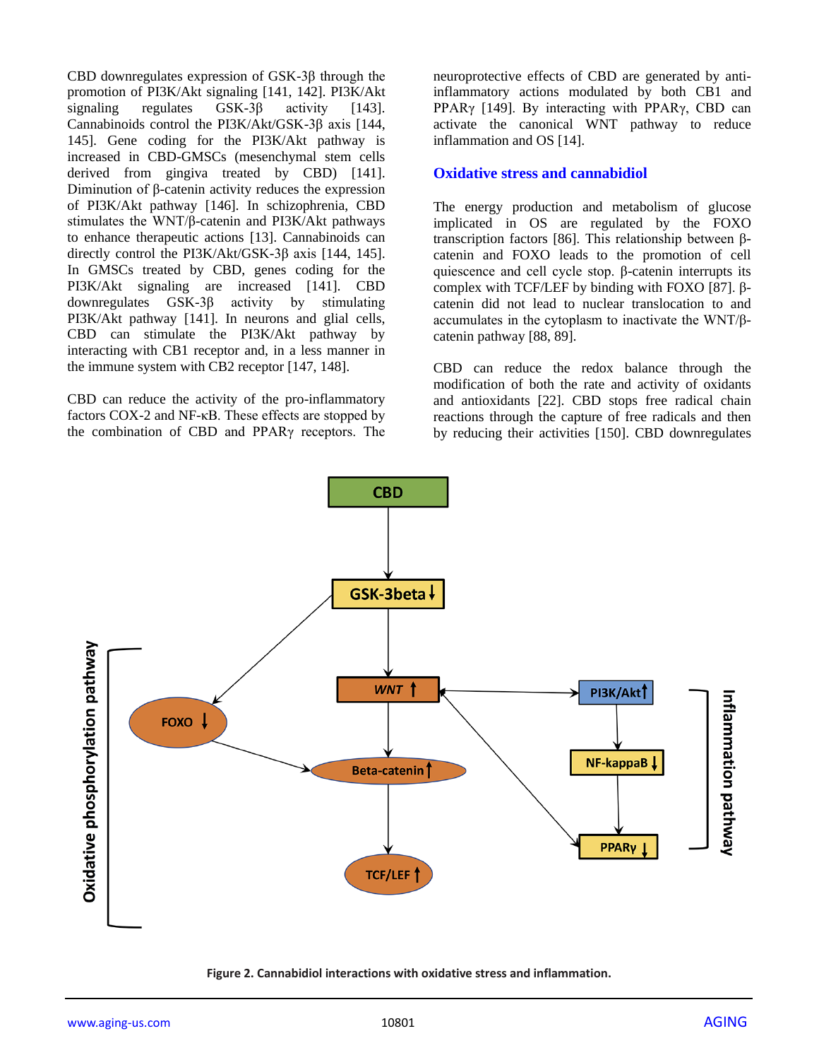CBD downregulates expression of GSK-3β through the promotion of PI3K/Akt signaling [141, 142]. PI3K/Akt signaling regulates GSK-3β activity [143]. Cannabinoids control the PI3K/Akt/GSK-3β axis [144, 145]. Gene coding for the PI3K/Akt pathway is increased in CBD-GMSCs (mesenchymal stem cells derived from gingiva treated by CBD) [141]. Diminution of β-catenin activity reduces the expression of PI3K/Akt pathway [146]. In schizophrenia, CBD stimulates the WNT/β-catenin and PI3K/Akt pathways to enhance therapeutic actions [13]. Cannabinoids can directly control the PI3K/Akt/GSK-3β axis [144, 145]. In GMSCs treated by CBD, genes coding for the PI3K/Akt signaling are increased [141]. CBD downregulates GSK-3β activity by stimulating PI3K/Akt pathway [141]. In neurons and glial cells, CBD can stimulate the PI3K/Akt pathway by interacting with CB1 receptor and, in a less manner in the immune system with CB2 receptor [147, 148].

CBD can reduce the activity of the pro-inflammatory factors COX-2 and NF-κB. These effects are stopped by the combination of CBD and PPARγ receptors. The neuroprotective effects of CBD are generated by anti-inflammatory actions modulated by both CB1 and PPARγ [149]. By interacting with PPARγ, CBD can activate the canonical WNT pathway to reduce inflammation and OS [14].

## Oxidative stress and cannabidiol

The energy production and metabolism of glucose implicated in OS are regulated by the FOXO transcription factors [86]. This relationship between β-catenin and FOXO leads to the promotion of cell quiescence and cell cycle stop. β-catenin interrupts its complex with TCF/LEF by binding with FOXO [87]. β-catenin did not lead to nuclear translocation to and accumulates in the cytoplasm to inactivate the WNT/β-catenin pathway [88, 89].

CBD can reduce the redox balance through the modification of both the rate and activity of oxidants and antioxidants [22]. CBD stops free radical chain reactions through the capture of free radicals and then by reducing their activities [150]. CBD downregulates

**Figure 2. Cannabidiol interactions with oxidative stress and inflammation.**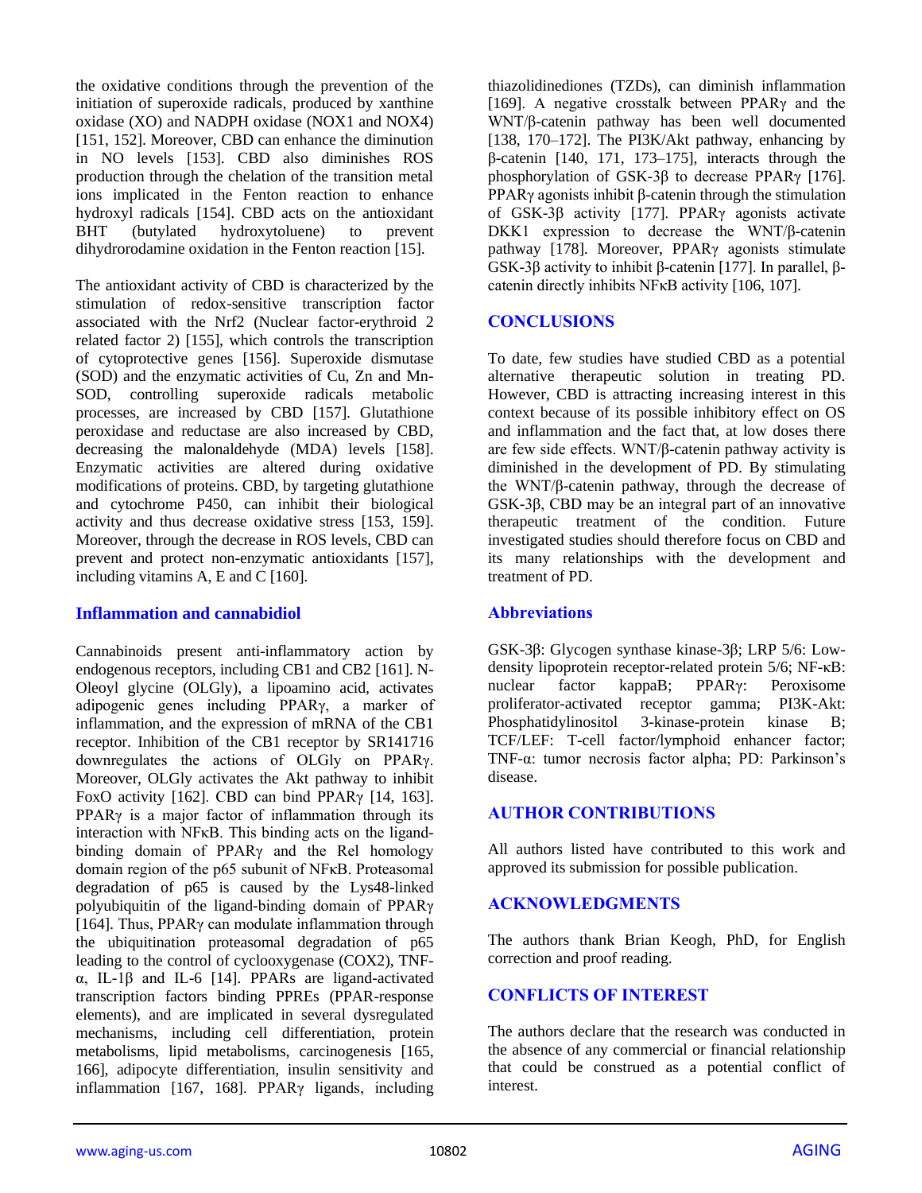the oxidative conditions through the prevention of the initiation of superoxide radicals, produced by xanthine oxidase (XO) and NADPH oxidase (NOX1 and NOX4) [151, 152]. Moreover, CBD can enhance the diminution in NO levels [153]. CBD also diminishes ROS production through the chelation of the transition metal ions implicated in the Fenton reaction to enhance hydroxyl radicals [154]. CBD acts on the antioxidant BHT (butylated hydroxytoluene) to prevent dihydrorodamine oxidation in the Fenton reaction [15].

The antioxidant activity of CBD is characterized by the stimulation of redox-sensitive transcription factor associated with the Nrf2 (Nuclear factor-erythroid 2 related factor 2) [155], which controls the transcription of cytoprotective genes [156]. Superoxide dismutase (SOD) and the enzymatic activities of Cu, Zn and Mn-SOD, controlling superoxide radicals metabolic processes, are increased by CBD [157]. Glutathione peroxidase and reductase are also increased by CBD, decreasing the malonaldehyde (MDA) levels [158]. Enzymatic activities are altered during oxidative modifications of proteins. CBD, by targeting glutathione and cytochrome P450, can inhibit their biological activity and thus decrease oxidative stress [153, 159]. Moreover, through the decrease in ROS levels, CBD can prevent and protect non-enzymatic antioxidants [157], including vitamins A, E and C [160].

## Inflammation and cannabidiol

Cannabinoids present anti-inflammatory action by endogenous receptors, including CB1 and CB2 [161]. N-Oleoyl glycine (OLGly), a lipoamino acid, activates adipogenic genes including PPARγ, a marker of inflammation, and the expression of mRNA of the CB1 receptor. Inhibition of the CB1 receptor by SR141716 downregulates the actions of OLGly on PPARγ. Moreover, OLGly activates the Akt pathway to inhibit FoxO activity [162]. CBD can bind PPARγ [14, 163]. PPARγ is a major factor of inflammation through its interaction with NFκB. This binding acts on the ligand-binding domain of PPARγ and the Rel homology domain region of the p65 subunit of NFκB. Proteasomal degradation of p65 is caused by the Lys48-linked polyubiquitin of the ligand-binding domain of PPARγ [164]. Thus, PPARγ can modulate inflammation through the ubiquitination proteasomal degradation of p65 leading to the control of cyclooxygenase (COX2), TNF-α, IL-1β and IL-6 [14]. PPARs are ligand-activated transcription factors binding PPREs (PPAR-response elements), and are implicated in several dysregulated mechanisms, including cell differentiation, protein metabolisms, lipid metabolisms, carcinogenesis [165, 166], adipocyte differentiation, insulin sensitivity and inflammation [167, 168]. PPARγ ligands, including thiazolidinediones (TZDs), can diminish inflammation [169]. A negative crosstalk between PPARγ and the WNT/β-catenin pathway has been well documented [138, 170–172]. The PI3K/Akt pathway, enhancing by β-catenin [140, 171, 173–175], interacts through the phosphorylation of GSK-3β to decrease PPARγ [176]. PPARγ agonists inhibit β-catenin through the stimulation of GSK-3β activity [177]. PPARγ agonists activate DKK1 expression to decrease the WNT/β-catenin pathway [178]. Moreover, PPARγ agonists stimulate GSK-3β activity to inhibit β-catenin [177]. In parallel, β-catenin directly inhibits NFκB activity [106, 107].

## CONCLUSIONS

To date, few studies have studied CBD as a potential alternative therapeutic solution in treating PD. However, CBD is attracting increasing interest in this context because of its possible inhibitory effect on OS and inflammation and the fact that, at low doses there are few side effects. WNT/β-catenin pathway activity is diminished in the development of PD. By stimulating the WNT/β-catenin pathway, through the decrease of GSK-3β, CBD may be an integral part of an innovative therapeutic treatment of the condition. Future investigated studies should therefore focus on CBD and its many relationships with the development and treatment of PD.

## Abbreviations

GSK-3β: Glycogen synthase kinase-3β; LRP 5/6: Low-density lipoprotein receptor-related protein 5/6; NF-κB: nuclear factor kappaB; PPARγ: Peroxisome proliferator-activated receptor gamma; PI3K-Akt: Phosphatidylinositol 3-kinase-protein kinase B; TCF/LEF: T-cell factor/lymphoid enhancer factor; TNF-α: tumor necrosis factor alpha; PD: Parkinson's disease.

## AUTHOR CONTRIBUTIONS

All authors listed have contributed to this work and approved its submission for possible publication.

## ACKNOWLEDGMENTS

The authors thank Brian Keogh, PhD, for English correction and proof reading.

## CONFLICTS OF INTEREST

The authors declare that the research was conducted in the absence of any commercial or financial relationship that could be construed as a potential conflict of interest.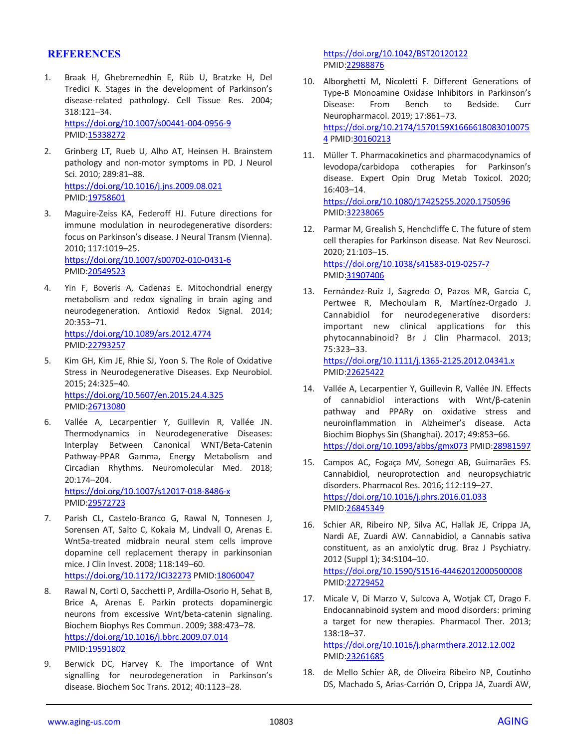## REFERENCES

1. Braak H, Ghebremedhin E, Rüb U, Bratzke H, Del Tredici K. Stages in the development of Parkinson's disease-related pathology. Cell Tissue Res. 2004; 318:121–34. https://doi.org/10.1007/s00441-004-0956-9 PMID:15338272

2. Grinberg LT, Rueb U, Alho AT, Heinsen H. Brainstem pathology and non-motor symptoms in PD. J Neurol Sci. 2010; 289:81–88. https://doi.org/10.1016/j.jns.2009.08.021 PMID:19758601

3. Maguire-Zeiss KA, Federoff HJ. Future directions for immune modulation in neurodegenerative disorders: focus on Parkinson's disease. J Neural Transm (Vienna). 2010; 117:1019–25. https://doi.org/10.1007/s00702-010-0431-6 PMID:20549523

4. Yin F, Boveris A, Cadenas E. Mitochondrial energy metabolism and redox signaling in brain aging and neurodegeneration. Antioxid Redox Signal. 2014; 20:353–71. https://doi.org/10.1089/ars.2012.4774 PMID:22793257

5. Kim GH, Kim JE, Rhie SJ, Yoon S. The Role of Oxidative Stress in Neurodegenerative Diseases. Exp Neurobiol. 2015; 24:325–40. https://doi.org/10.5607/en.2015.24.4.325 PMID:26713080

6. Vallée A, Lecarpentier Y, Guillevin R, Vallée JN. Thermodynamics in Neurodegenerative Diseases: Interplay Between Canonical WNT/Beta-Catenin Pathway-PPAR Gamma, Energy Metabolism and Circadian Rhythms. Neuromolecular Med. 2018; 20:174–204. https://doi.org/10.1007/s12017-018-8486-x PMID:29572723

7. Parish CL, Castelo-Branco G, Rawal N, Tonnesen J, Sorensen AT, Salto C, Kokaia M, Lindvall O, Arenas E. Wnt5a-treated midbrain neural stem cells improve dopamine cell replacement therapy in parkinsonian mice. J Clin Invest. 2008; 118:149–60. https://doi.org/10.1172/JCI32273 PMID:18060047

8. Rawal N, Corti O, Sacchetti P, Ardilla-Osorio H, Sehat B, Brice A, Arenas E. Parkin protects dopaminergic neurons from excessive Wnt/beta-catenin signaling. Biochem Biophys Res Commun. 2009; 388:473–78. https://doi.org/10.1016/j.bbrc.2009.07.014 PMID:19591802

9. Berwick DC, Harvey K. The importance of Wnt signalling for neurodegeneration in Parkinson's disease. Biochem Soc Trans. 2012; 40:1123–28. https://doi.org/10.1042/BST20120122 PMID:22988876

10. Alborghetti M, Nicoletti F. Different Generations of Type-B Monoamine Oxidase Inhibitors in Parkinson's Disease: From Bench to Bedside. Curr Neuropharmacol. 2019; 17:861–73. https://doi.org/10.2174/1570159X16666180830100754 PMID:30160213

11. Müller T. Pharmacokinetics and pharmacodynamics of levodopa/carbidopa cotherapies for Parkinson's disease. Expert Opin Drug Metab Toxicol. 2020; 16:403–14. https://doi.org/10.1080/17425255.2020.1750596 PMID:32238065

12. Parmar M, Grealish S, Henchcliffe C. The future of stem cell therapies for Parkinson disease. Nat Rev Neurosci. 2020; 21:103–15. https://doi.org/10.1038/s41583-019-0257-7 PMID:31907406

13. Fernández-Ruiz J, Sagredo O, Pazos MR, García C, Pertwee R, Mechoulam R, Martínez-Orgado J. Cannabidiol for neurodegenerative disorders: important new clinical applications for this phytocannabinoid? Br J Clin Pharmacol. 2013; 75:323–33. https://doi.org/10.1111/j.1365-2125.2012.04341.x PMID:22625422

14. Vallée A, Lecarpentier Y, Guillevin R, Vallée JN. Effects of cannabidiol interactions with Wnt/β-catenin pathway and PPARγ on oxidative stress and neuroinflammation in Alzheimer's disease. Acta Biochim Biophys Sin (Shanghai). 2017; 49:853–66. https://doi.org/10.1093/abbs/gmx073 PMID:28981597

15. Campos AC, Fogaça MV, Sonego AB, Guimarães FS. Cannabidiol, neuroprotection and neuropsychiatric disorders. Pharmacol Res. 2016; 112:119–27. https://doi.org/10.1016/j.phrs.2016.01.033 PMID:26845349

16. Schier AR, Ribeiro NP, Silva AC, Hallak JE, Crippa JA, Nardi AE, Zuardi AW. Cannabidiol, a Cannabis sativa constituent, as an anxiolytic drug. Braz J Psychiatry. 2012 (Suppl 1); 34:S104–10. https://doi.org/10.1590/S1516-44462012000500008 PMID:22729452

17. Micale V, Di Marzo V, Sulcova A, Wotjak CT, Drago F. Endocannabinoid system and mood disorders: priming a target for new therapies. Pharmacol Ther. 2013; 138:18–37. https://doi.org/10.1016/j.pharmthera.2012.12.002 PMID:23261685

18. de Mello Schier AR, de Oliveira Ribeiro NP, Coutinho DS, Machado S, Arias-Carrión O, Crippa JA, Zuardi AW,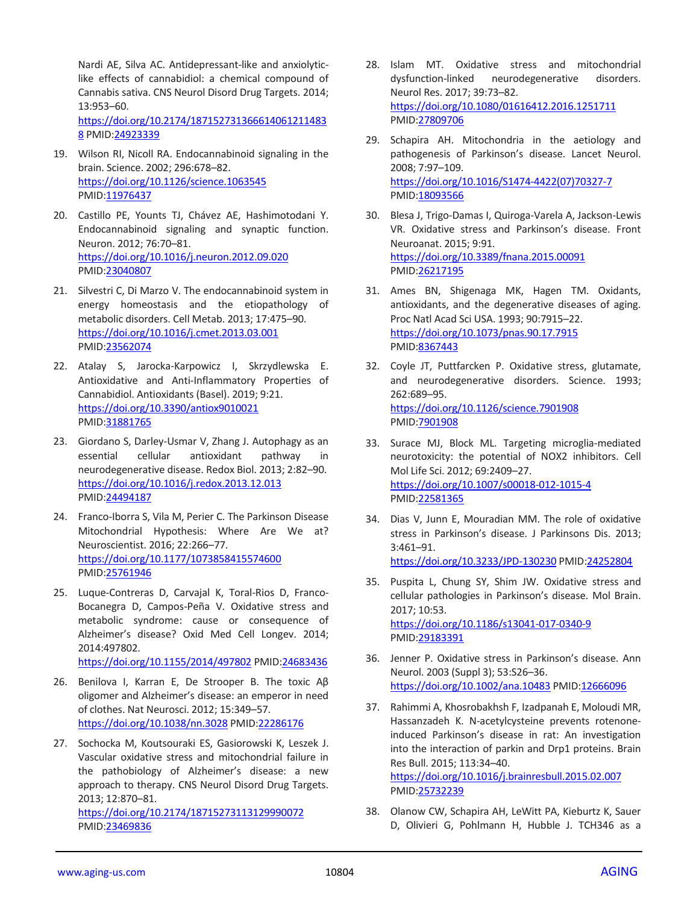Nardi AE, Silva AC. Antidepressant-like and anxiolytic-like effects of cannabidiol: a chemical compound of Cannabis sativa. CNS Neurol Disord Drug Targets. 2014; 13:953–60. https://doi.org/10.2174/1871527313666140612114838 PMID:24923339

19. Wilson RI, Nicoll RA. Endocannabinoid signaling in the brain. Science. 2002; 296:678–82. https://doi.org/10.1126/science.1063545 PMID:11976437

20. Castillo PE, Younts TJ, Chávez AE, Hashimotodani Y. Endocannabinoid signaling and synaptic function. Neuron. 2012; 76:70–81. https://doi.org/10.1016/j.neuron.2012.09.020 PMID:23040807

21. Silvestri C, Di Marzo V. The endocannabinoid system in energy homeostasis and the etiopathology of metabolic disorders. Cell Metab. 2013; 17:475–90. https://doi.org/10.1016/j.cmet.2013.03.001 PMID:23562074

22. Atalay S, Jarocka-Karpowicz I, Skrzydlewska E. Antioxidative and Anti-Inflammatory Properties of Cannabidiol. Antioxidants (Basel). 2019; 9:21. https://doi.org/10.3390/antiox9010021 PMID:31881765

23. Giordano S, Darley-Usmar V, Zhang J. Autophagy as an essential cellular antioxidant pathway in neurodegenerative disease. Redox Biol. 2013; 2:82–90. https://doi.org/10.1016/j.redox.2013.12.013 PMID:24494187

24. Franco-Iborra S, Vila M, Perier C. The Parkinson Disease Mitochondrial Hypothesis: Where Are We at? Neuroscientist. 2016; 22:266–77. https://doi.org/10.1177/1073858415574600 PMID:25761946

25. Luque-Contreras D, Carvajal K, Toral-Rios D, Franco-Bocanegra D, Campos-Peña V. Oxidative stress and metabolic syndrome: cause or consequence of Alzheimer's disease? Oxid Med Cell Longev. 2014; 2014:497802. https://doi.org/10.1155/2014/497802 PMID:24683436

26. Benilova I, Karran E, De Strooper B. The toxic Aβ oligomer and Alzheimer's disease: an emperor in need of clothes. Nat Neurosci. 2012; 15:349–57. https://doi.org/10.1038/nn.3028 PMID:22286176

27. Sochocka M, Koutsouraki ES, Gasiorowski K, Leszek J. Vascular oxidative stress and mitochondrial failure in the pathobiology of Alzheimer's disease: a new approach to therapy. CNS Neurol Disord Drug Targets. 2013; 12:870–81. https://doi.org/10.2174/18715273113129990072 PMID:23469836

28. Islam MT. Oxidative stress and mitochondrial dysfunction-linked neurodegenerative disorders. Neurol Res. 2017; 39:73–82. https://doi.org/10.1080/01616412.2016.1251711 PMID:27809706

29. Schapira AH. Mitochondria in the aetiology and pathogenesis of Parkinson's disease. Lancet Neurol. 2008; 7:97–109. https://doi.org/10.1016/S1474-4422(07)70327-7 PMID:18093566

30. Blesa J, Trigo-Damas I, Quiroga-Varela A, Jackson-Lewis VR. Oxidative stress and Parkinson's disease. Front Neuroanat. 2015; 9:91. https://doi.org/10.3389/fnana.2015.00091 PMID:26217195

31. Ames BN, Shigenaga MK, Hagen TM. Oxidants, antioxidants, and the degenerative diseases of aging. Proc Natl Acad Sci USA. 1993; 90:7915–22. https://doi.org/10.1073/pnas.90.17.7915 PMID:8367443

32. Coyle JT, Puttfarcken P. Oxidative stress, glutamate, and neurodegenerative disorders. Science. 1993; 262:689–95. https://doi.org/10.1126/science.7901908 PMID:7901908

33. Surace MJ, Block ML. Targeting microglia-mediated neurotoxicity: the potential of NOX2 inhibitors. Cell Mol Life Sci. 2012; 69:2409–27. https://doi.org/10.1007/s00018-012-1015-4 PMID:22581365

34. Dias V, Junn E, Mouradian MM. The role of oxidative stress in Parkinson's disease. J Parkinsons Dis. 2013; 3:461–91. https://doi.org/10.3233/JPD-130230 PMID:24252804

35. Puspita L, Chung SY, Shim JW. Oxidative stress and cellular pathologies in Parkinson's disease. Mol Brain. 2017; 10:53. https://doi.org/10.1186/s13041-017-0340-9 PMID:29183391

36. Jenner P. Oxidative stress in Parkinson's disease. Ann Neurol. 2003 (Suppl 3); 53:S26–36. https://doi.org/10.1002/ana.10483 PMID:12666096

37. Rahimmi A, Khosrobakhsh F, Izadpanah E, Moloudi MR, Hassanzadeh K. N-acetylcysteine prevents rotenone-induced Parkinson's disease in rat: An investigation into the interaction of parkin and Drp1 proteins. Brain Res Bull. 2015; 113:34–40. https://doi.org/10.1016/j.brainresbull.2015.02.007 PMID:25732239

38. Olanow CW, Schapira AH, LeWitt PA, Kieburtz K, Sauer D, Olivieri G, Pohlmann H, Hubble J. TCH346 as a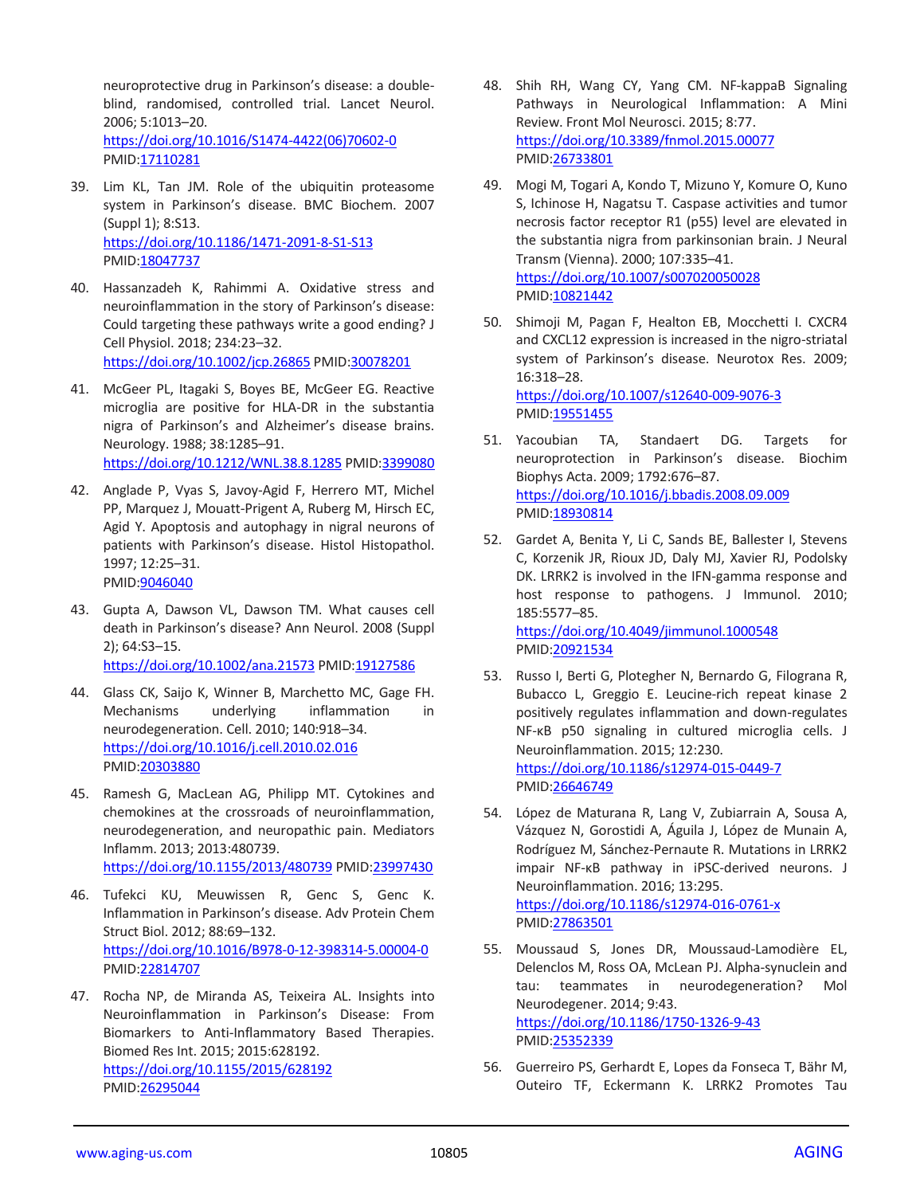neuroprotective drug in Parkinson's disease: a double-blind, randomised, controlled trial. Lancet Neurol. 2006; 5:1013–20.
https://doi.org/10.1016/S1474-4422(06)70602-0
PMID:17110281

39. Lim KL, Tan JM. Role of the ubiquitin proteasome system in Parkinson's disease. BMC Biochem. 2007 (Suppl 1); 8:S13.
https://doi.org/10.1186/1471-2091-8-S1-S13
PMID:18047737

40. Hassanzadeh K, Rahimmi A. Oxidative stress and neuroinflammation in the story of Parkinson's disease: Could targeting these pathways write a good ending? J Cell Physiol. 2018; 234:23–32.
https://doi.org/10.1002/jcp.26865 PMID:30078201

41. McGeer PL, Itagaki S, Boyes BE, McGeer EG. Reactive microglia are positive for HLA-DR in the substantia nigra of Parkinson's and Alzheimer's disease brains. Neurology. 1988; 38:1285–91.
https://doi.org/10.1212/WNL.38.8.1285 PMID:3399080

42. Anglade P, Vyas S, Javoy-Agid F, Herrero MT, Michel PP, Marquez J, Mouatt-Prigent A, Ruberg M, Hirsch EC, Agid Y. Apoptosis and autophagy in nigral neurons of patients with Parkinson's disease. Histol Histopathol. 1997; 12:25–31.
PMID:9046040

43. Gupta A, Dawson VL, Dawson TM. What causes cell death in Parkinson's disease? Ann Neurol. 2008 (Suppl 2); 64:S3–15.
https://doi.org/10.1002/ana.21573 PMID:19127586

44. Glass CK, Saijo K, Winner B, Marchetto MC, Gage FH. Mechanisms underlying inflammation in neurodegeneration. Cell. 2010; 140:918–34.
https://doi.org/10.1016/j.cell.2010.02.016
PMID:20303880

45. Ramesh G, MacLean AG, Philipp MT. Cytokines and chemokines at the crossroads of neuroinflammation, neurodegeneration, and neuropathic pain. Mediators Inflamm. 2013; 2013:480739.
https://doi.org/10.1155/2013/480739 PMID:23997430

46. Tufekci KU, Meuwissen R, Genc S, Genc K. Inflammation in Parkinson's disease. Adv Protein Chem Struct Biol. 2012; 88:69–132.
https://doi.org/10.1016/B978-0-12-398314-5.00004-0
PMID:22814707

47. Rocha NP, de Miranda AS, Teixeira AL. Insights into Neuroinflammation in Parkinson's Disease: From Biomarkers to Anti-Inflammatory Based Therapies. Biomed Res Int. 2015; 2015:628192.
https://doi.org/10.1155/2015/628192
PMID:26295044

48. Shih RH, Wang CY, Yang CM. NF-kappaB Signaling Pathways in Neurological Inflammation: A Mini Review. Front Mol Neurosci. 2015; 8:77.
https://doi.org/10.3389/fnmol.2015.00077
PMID:26733801

49. Mogi M, Togari A, Kondo T, Mizuno Y, Komure O, Kuno S, Ichinose H, Nagatsu T. Caspase activities and tumor necrosis factor receptor R1 (p55) level are elevated in the substantia nigra from parkinsonian brain. J Neural Transm (Vienna). 2000; 107:335–41.
https://doi.org/10.1007/s007020050028
PMID:10821442

50. Shimoji M, Pagan F, Healton EB, Mocchetti I. CXCR4 and CXCL12 expression is increased in the nigro-striatal system of Parkinson's disease. Neurotox Res. 2009; 16:318–28.
https://doi.org/10.1007/s12640-009-9076-3
PMID:19551455

51. Yacoubian TA, Standaert DG. Targets for neuroprotection in Parkinson's disease. Biochim Biophys Acta. 2009; 1792:676–87.
https://doi.org/10.1016/j.bbadis.2008.09.009
PMID:18930814

52. Gardet A, Benita Y, Li C, Sands BE, Ballester I, Stevens C, Korzenik JR, Rioux JD, Daly MJ, Xavier RJ, Podolsky DK. LRRK2 is involved in the IFN-gamma response and host response to pathogens. J Immunol. 2010; 185:5577–85.
https://doi.org/10.4049/jimmunol.1000548
PMID:20921534

53. Russo I, Berti G, Plotegher N, Bernardo G, Filograna R, Bubacco L, Greggio E. Leucine-rich repeat kinase 2 positively regulates inflammation and down-regulates NF-κB p50 signaling in cultured microglia cells. J Neuroinflammation. 2015; 12:230.
https://doi.org/10.1186/s12974-015-0449-7
PMID:26646749

54. López de Maturana R, Lang V, Zubiarrain A, Sousa A, Vázquez N, Gorostidi A, Águila J, López de Munain A, Rodríguez M, Sánchez-Pernaute R. Mutations in LRRK2 impair NF-κB pathway in iPSC-derived neurons. J Neuroinflammation. 2016; 13:295.
https://doi.org/10.1186/s12974-016-0761-x
PMID:27863501

55. Moussaud S, Jones DR, Moussaud-Lamodière EL, Delenclos M, Ross OA, McLean PJ. Alpha-synuclein and tau: teammates in neurodegeneration? Mol Neurodegener. 2014; 9:43.
https://doi.org/10.1186/1750-1326-9-43
PMID:25352339

56. Guerreiro PS, Gerhardt E, Lopes da Fonseca T, Bähr M, Outeiro TF, Eckermann K. LRRK2 Promotes Tau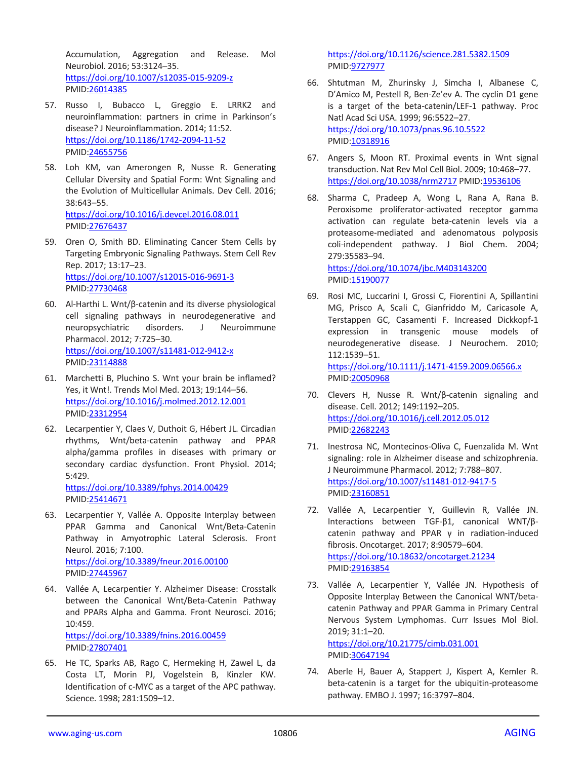Accumulation, Aggregation and Release. Mol Neurobiol. 2016; 53:3124–35. https://doi.org/10.1007/s12035-015-9209-z PMID:26014385

57. Russo I, Bubacco L, Greggio E. LRRK2 and neuroinflammation: partners in crime in Parkinson's disease? J Neuroinflammation. 2014; 11:52. https://doi.org/10.1186/1742-2094-11-52 PMID:24655756

58. Loh KM, van Amerongen R, Nusse R. Generating Cellular Diversity and Spatial Form: Wnt Signaling and the Evolution of Multicellular Animals. Dev Cell. 2016; 38:643–55. https://doi.org/10.1016/j.devcel.2016.08.011 PMID:27676437

59. Oren O, Smith BD. Eliminating Cancer Stem Cells by Targeting Embryonic Signaling Pathways. Stem Cell Rev Rep. 2017; 13:17–23. https://doi.org/10.1007/s12015-016-9691-3 PMID:27730468

60. Al-Harthi L. Wnt/β-catenin and its diverse physiological cell signaling pathways in neurodegenerative and neuropsychiatric disorders. J Neuroimmune Pharmacol. 2012; 7:725–30. https://doi.org/10.1007/s11481-012-9412-x PMID:23114888

61. Marchetti B, Pluchino S. Wnt your brain be inflamed? Yes, it Wnt!. Trends Mol Med. 2013; 19:144–56. https://doi.org/10.1016/j.molmed.2012.12.001 PMID:23312954

62. Lecarpentier Y, Claes V, Duthoit G, Hébert JL. Circadian rhythms, Wnt/beta-catenin pathway and PPAR alpha/gamma profiles in diseases with primary or secondary cardiac dysfunction. Front Physiol. 2014; 5:429. https://doi.org/10.3389/fphys.2014.00429 PMID:25414671

63. Lecarpentier Y, Vallée A. Opposite Interplay between PPAR Gamma and Canonical Wnt/Beta-Catenin Pathway in Amyotrophic Lateral Sclerosis. Front Neurol. 2016; 7:100. https://doi.org/10.3389/fneur.2016.00100 PMID:27445967

64. Vallée A, Lecarpentier Y. Alzheimer Disease: Crosstalk between the Canonical Wnt/Beta-Catenin Pathway and PPARs Alpha and Gamma. Front Neurosci. 2016; 10:459. https://doi.org/10.3389/fnins.2016.00459 PMID:27807401

65. He TC, Sparks AB, Rago C, Hermeking H, Zawel L, da Costa LT, Morin PJ, Vogelstein B, Kinzler KW. Identification of c-MYC as a target of the APC pathway. Science. 1998; 281:1509–12. https://doi.org/10.1126/science.281.5382.1509 PMID:9727977

66. Shtutman M, Zhurinsky J, Simcha I, Albanese C, D'Amico M, Pestell R, Ben-Ze'ev A. The cyclin D1 gene is a target of the beta-catenin/LEF-1 pathway. Proc Natl Acad Sci USA. 1999; 96:5522–27. https://doi.org/10.1073/pnas.96.10.5522 PMID:10318916

67. Angers S, Moon RT. Proximal events in Wnt signal transduction. Nat Rev Mol Cell Biol. 2009; 10:468–77. https://doi.org/10.1038/nrm2717 PMID:19536106

68. Sharma C, Pradeep A, Wong L, Rana A, Rana B. Peroxisome proliferator-activated receptor gamma activation can regulate beta-catenin levels via a proteasome-mediated and adenomatous polyposis coli-independent pathway. J Biol Chem. 2004; 279:35583–94. https://doi.org/10.1074/jbc.M403143200 PMID:15190077

69. Rosi MC, Luccarini I, Grossi C, Fiorentini A, Spillantini MG, Prisco A, Scali C, Gianfriddo M, Caricasole A, Terstappen GC, Casamenti F. Increased Dickkopf-1 expression in transgenic mouse models of neurodegenerative disease. J Neurochem. 2010; 112:1539–51. https://doi.org/10.1111/j.1471-4159.2009.06566.x PMID:20050968

70. Clevers H, Nusse R. Wnt/β-catenin signaling and disease. Cell. 2012; 149:1192–205. https://doi.org/10.1016/j.cell.2012.05.012 PMID:22682243

71. Inestrosa NC, Montecinos-Oliva C, Fuenzalida M. Wnt signaling: role in Alzheimer disease and schizophrenia. J Neuroimmune Pharmacol. 2012; 7:788–807. https://doi.org/10.1007/s11481-012-9417-5 PMID:23160851

72. Vallée A, Lecarpentier Y, Guillevin R, Vallée JN. Interactions between TGF-β1, canonical WNT/β-catenin pathway and PPAR γ in radiation-induced fibrosis. Oncotarget. 2017; 8:90579–604. https://doi.org/10.18632/oncotarget.21234 PMID:29163854

73. Vallée A, Lecarpentier Y, Vallée JN. Hypothesis of Opposite Interplay Between the Canonical WNT/beta-catenin Pathway and PPAR Gamma in Primary Central Nervous System Lymphomas. Curr Issues Mol Biol. 2019; 31:1–20. https://doi.org/10.21775/cimb.031.001 PMID:30647194

74. Aberle H, Bauer A, Stappert J, Kispert A, Kemler R. beta-catenin is a target for the ubiquitin-proteasome pathway. EMBO J. 1997; 16:3797–804.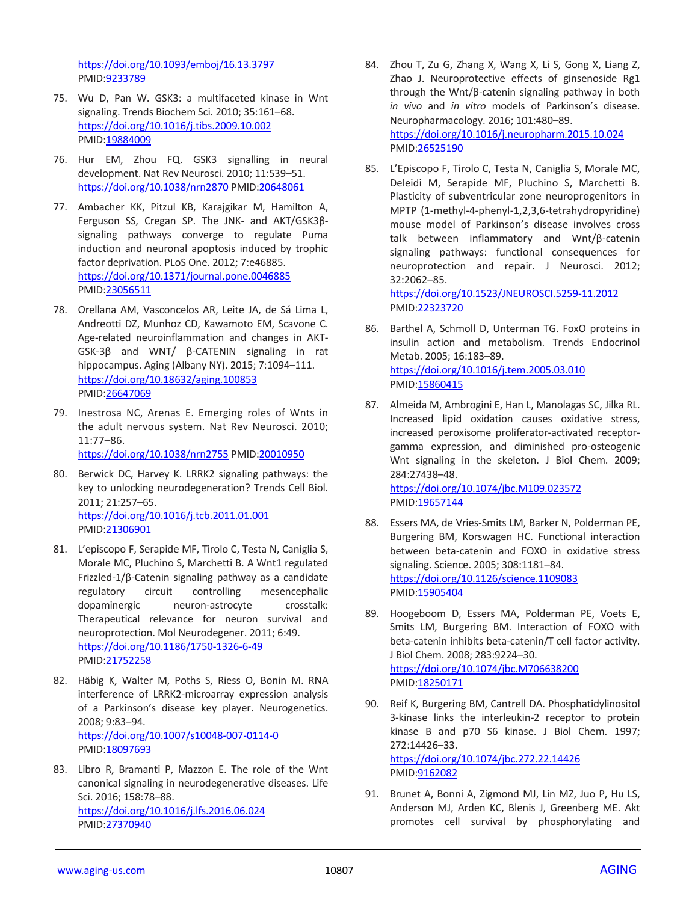https://doi.org/10.1093/emboj/16.13.3797
PMID:9233789

75. Wu D, Pan W. GSK3: a multifaceted kinase in Wnt signaling. Trends Biochem Sci. 2010; 35:161–68. https://doi.org/10.1016/j.tibs.2009.10.002 PMID:19884009

76. Hur EM, Zhou FQ. GSK3 signalling in neural development. Nat Rev Neurosci. 2010; 11:539–51. https://doi.org/10.1038/nrn2870 PMID:20648061

77. Ambacher KK, Pitzul KB, Karajgikar M, Hamilton A, Ferguson SS, Cregan SP. The JNK- and AKT/GSK3β-signaling pathways converge to regulate Puma induction and neuronal apoptosis induced by trophic factor deprivation. PLoS One. 2012; 7:e46885. https://doi.org/10.1371/journal.pone.0046885 PMID:23056511

78. Orellana AM, Vasconcelos AR, Leite JA, de Sá Lima L, Andreotti DZ, Munhoz CD, Kawamoto EM, Scavone C. Age-related neuroinflammation and changes in AKT-GSK-3β and WNT/ β-CATENIN signaling in rat hippocampus. Aging (Albany NY). 2015; 7:1094–111. https://doi.org/10.18632/aging.100853 PMID:26647069

79. Inestrosa NC, Arenas E. Emerging roles of Wnts in the adult nervous system. Nat Rev Neurosci. 2010; 11:77–86. https://doi.org/10.1038/nrn2755 PMID:20010950

80. Berwick DC, Harvey K. LRRK2 signaling pathways: the key to unlocking neurodegeneration? Trends Cell Biol. 2011; 21:257–65. https://doi.org/10.1016/j.tcb.2011.01.001 PMID:21306901

81. L'episcopo F, Serapide MF, Tirolo C, Testa N, Caniglia S, Morale MC, Pluchino S, Marchetti B. A Wnt1 regulated Frizzled-1/β-Catenin signaling pathway as a candidate regulatory circuit controlling mesencephalic dopaminergic neuron-astrocyte crosstalk: Therapeutical relevance for neuron survival and neuroprotection. Mol Neurodegener. 2011; 6:49. https://doi.org/10.1186/1750-1326-6-49 PMID:21752258

82. Häbig K, Walter M, Poths S, Riess O, Bonin M. RNA interference of LRRK2-microarray expression analysis of a Parkinson's disease key player. Neurogenetics. 2008; 9:83–94. https://doi.org/10.1007/s10048-007-0114-0 PMID:18097693

83. Libro R, Bramanti P, Mazzon E. The role of the Wnt canonical signaling in neurodegenerative diseases. Life Sci. 2016; 158:78–88. https://doi.org/10.1016/j.lfs.2016.06.024 PMID:27370940

84. Zhou T, Zu G, Zhang X, Wang X, Li S, Gong X, Liang Z, Zhao J. Neuroprotective effects of ginsenoside Rg1 through the Wnt/β-catenin signaling pathway in both *in vivo* and *in vitro* models of Parkinson's disease. Neuropharmacology. 2016; 101:480–89. https://doi.org/10.1016/j.neuropharm.2015.10.024 PMID:26525190

85. L'Episcopo F, Tirolo C, Testa N, Caniglia S, Morale MC, Deleidi M, Serapide MF, Pluchino S, Marchetti B. Plasticity of subventricular zone neuroprogenitors in MPTP (1-methyl-4-phenyl-1,2,3,6-tetrahydropyridine) mouse model of Parkinson's disease involves cross talk between inflammatory and Wnt/β-catenin signaling pathways: functional consequences for neuroprotection and repair. J Neurosci. 2012; 32:2062–85. https://doi.org/10.1523/JNEUROSCI.5259-11.2012 PMID:22323720

86. Barthel A, Schmoll D, Unterman TG. FoxO proteins in insulin action and metabolism. Trends Endocrinol Metab. 2005; 16:183–89. https://doi.org/10.1016/j.tem.2005.03.010 PMID:15860415

87. Almeida M, Ambrogini E, Han L, Manolagas SC, Jilka RL. Increased lipid oxidation causes oxidative stress, increased peroxisome proliferator-activated receptor-gamma expression, and diminished pro-osteogenic Wnt signaling in the skeleton. J Biol Chem. 2009; 284:27438–48. https://doi.org/10.1074/jbc.M109.023572 PMID:19657144

88. Essers MA, de Vries-Smits LM, Barker N, Polderman PE, Burgering BM, Korswagen HC. Functional interaction between beta-catenin and FOXO in oxidative stress signaling. Science. 2005; 308:1181–84. https://doi.org/10.1126/science.1109083 PMID:15905404

89. Hoogeboom D, Essers MA, Polderman PE, Voets E, Smits LM, Burgering BM. Interaction of FOXO with beta-catenin inhibits beta-catenin/T cell factor activity. J Biol Chem. 2008; 283:9224–30. https://doi.org/10.1074/jbc.M706638200 PMID:18250171

90. Reif K, Burgering BM, Cantrell DA. Phosphatidylinositol 3-kinase links the interleukin-2 receptor to protein kinase B and p70 S6 kinase. J Biol Chem. 1997; 272:14426–33. https://doi.org/10.1074/jbc.272.22.14426 PMID:9162082

91. Brunet A, Bonni A, Zigmond MJ, Lin MZ, Juo P, Hu LS, Anderson MJ, Arden KC, Blenis J, Greenberg ME. Akt promotes cell survival by phosphorylating and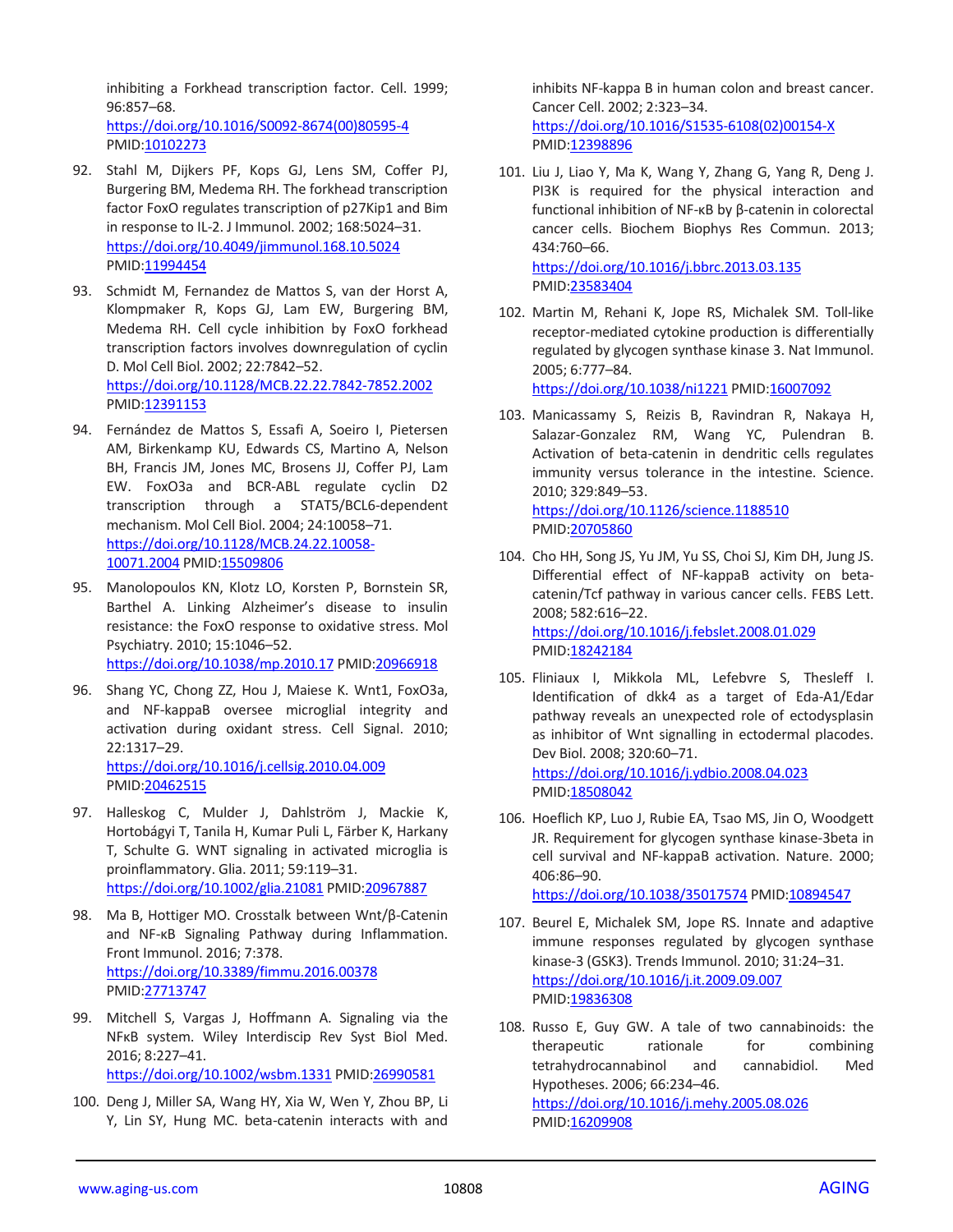inhibiting a Forkhead transcription factor. Cell. 1999; 96:857–68.
https://doi.org/10.1016/S0092-8674(00)80595-4
PMID:10102273

92. Stahl M, Dijkers PF, Kops GJ, Lens SM, Coffer PJ, Burgering BM, Medema RH. The forkhead transcription factor FoxO regulates transcription of p27Kip1 and Bim in response to IL-2. J Immunol. 2002; 168:5024–31.
https://doi.org/10.4049/jimmunol.168.10.5024
PMID:11994454

93. Schmidt M, Fernandez de Mattos S, van der Horst A, Klompmaker R, Kops GJ, Lam EW, Burgering BM, Medema RH. Cell cycle inhibition by FoxO forkhead transcription factors involves downregulation of cyclin D. Mol Cell Biol. 2002; 22:7842–52.
https://doi.org/10.1128/MCB.22.22.7842-7852.2002
PMID:12391153

94. Fernández de Mattos S, Essafi A, Soeiro I, Pietersen AM, Birkenkamp KU, Edwards CS, Martino A, Nelson BH, Francis JM, Jones MC, Brosens JJ, Coffer PJ, Lam EW. FoxO3a and BCR-ABL regulate cyclin D2 transcription through a STAT5/BCL6-dependent mechanism. Mol Cell Biol. 2004; 24:10058–71.
https://doi.org/10.1128/MCB.24.22.10058-10071.2004 PMID:15509806

95. Manolopoulos KN, Klotz LO, Korsten P, Bornstein SR, Barthel A. Linking Alzheimer's disease to insulin resistance: the FoxO response to oxidative stress. Mol Psychiatry. 2010; 15:1046–52.
https://doi.org/10.1038/mp.2010.17 PMID:20966918

96. Shang YC, Chong ZZ, Hou J, Maiese K. Wnt1, FoxO3a, and NF-kappaB oversee microglial integrity and activation during oxidant stress. Cell Signal. 2010; 22:1317–29.
https://doi.org/10.1016/j.cellsig.2010.04.009
PMID:20462515

97. Halleskog C, Mulder J, Dahlström J, Mackie K, Hortobágyi T, Tanila H, Kumar Puli L, Färber K, Harkany T, Schulte G. WNT signaling in activated microglia is proinflammatory. Glia. 2011; 59:119–31.
https://doi.org/10.1002/glia.21081 PMID:20967887

98. Ma B, Hottiger MO. Crosstalk between Wnt/β-Catenin and NF-κB Signaling Pathway during Inflammation. Front Immunol. 2016; 7:378.
https://doi.org/10.3389/fimmu.2016.00378
PMID:27713747

99. Mitchell S, Vargas J, Hoffmann A. Signaling via the NFκB system. Wiley Interdiscip Rev Syst Biol Med. 2016; 8:227–41.
https://doi.org/10.1002/wsbm.1331 PMID:26990581

100. Deng J, Miller SA, Wang HY, Xia W, Wen Y, Zhou BP, Li Y, Lin SY, Hung MC. beta-catenin interacts with and inhibits NF-kappa B in human colon and breast cancer. Cancer Cell. 2002; 2:323–34.
https://doi.org/10.1016/S1535-6108(02)00154-X
PMID:12398896

101. Liu J, Liao Y, Ma K, Wang Y, Zhang G, Yang R, Deng J. PI3K is required for the physical interaction and functional inhibition of NF-κB by β-catenin in colorectal cancer cells. Biochem Biophys Res Commun. 2013; 434:760–66.
https://doi.org/10.1016/j.bbrc.2013.03.135
PMID:23583404

102. Martin M, Rehani K, Jope RS, Michalek SM. Toll-like receptor-mediated cytokine production is differentially regulated by glycogen synthase kinase 3. Nat Immunol. 2005; 6:777–84.
https://doi.org/10.1038/ni1221 PMID:16007092

103. Manicassamy S, Reizis B, Ravindran R, Nakaya H, Salazar-Gonzalez RM, Wang YC, Pulendran B. Activation of beta-catenin in dendritic cells regulates immunity versus tolerance in the intestine. Science. 2010; 329:849–53.
https://doi.org/10.1126/science.1188510
PMID:20705860

104. Cho HH, Song JS, Yu JM, Yu SS, Choi SJ, Kim DH, Jung JS. Differential effect of NF-kappaB activity on beta-catenin/Tcf pathway in various cancer cells. FEBS Lett. 2008; 582:616–22.
https://doi.org/10.1016/j.febslet.2008.01.029
PMID:18242184

105. Fliniaux I, Mikkola ML, Lefebvre S, Thesleff I. Identification of dkk4 as a target of Eda-A1/Edar pathway reveals an unexpected role of ectodysplasin as inhibitor of Wnt signalling in ectodermal placodes. Dev Biol. 2008; 320:60–71.
https://doi.org/10.1016/j.ydbio.2008.04.023
PMID:18508042

106. Hoeflich KP, Luo J, Rubie EA, Tsao MS, Jin O, Woodgett JR. Requirement for glycogen synthase kinase-3beta in cell survival and NF-kappaB activation. Nature. 2000; 406:86–90.
https://doi.org/10.1038/35017574 PMID:10894547

107. Beurel E, Michalek SM, Jope RS. Innate and adaptive immune responses regulated by glycogen synthase kinase-3 (GSK3). Trends Immunol. 2010; 31:24–31.
https://doi.org/10.1016/j.it.2009.09.007
PMID:19836308

108. Russo E, Guy GW. A tale of two cannabinoids: the therapeutic rationale for combining tetrahydrocannabinol and cannabidiol. Med Hypotheses. 2006; 66:234–46.
https://doi.org/10.1016/j.mehy.2005.08.026
PMID:16209908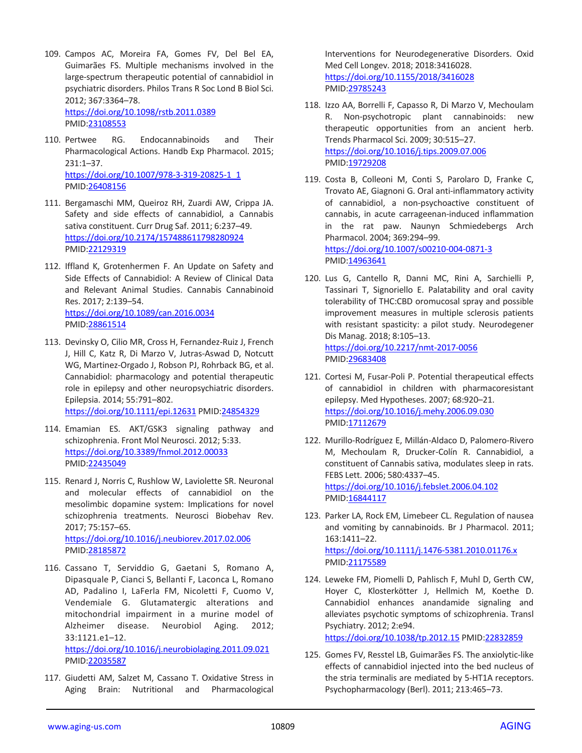109. Campos AC, Moreira FA, Gomes FV, Del Bel EA, Guimarães FS. Multiple mechanisms involved in the large-spectrum therapeutic potential of cannabidiol in psychiatric disorders. Philos Trans R Soc Lond B Biol Sci. 2012; 367:3364–78. https://doi.org/10.1098/rstb.2011.0389 PMID:23108553

110. Pertwee RG. Endocannabinoids and Their Pharmacological Actions. Handb Exp Pharmacol. 2015; 231:1–37. https://doi.org/10.1007/978-3-319-20825-1_1 PMID:26408156

111. Bergamaschi MM, Queiroz RH, Zuardi AW, Crippa JA. Safety and side effects of cannabidiol, a Cannabis sativa constituent. Curr Drug Saf. 2011; 6:237–49. https://doi.org/10.2174/157488611798280924 PMID:22129319

112. Iffland K, Grotenhermen F. An Update on Safety and Side Effects of Cannabidiol: A Review of Clinical Data and Relevant Animal Studies. Cannabis Cannabinoid Res. 2017; 2:139–54. https://doi.org/10.1089/can.2016.0034 PMID:28861514

113. Devinsky O, Cilio MR, Cross H, Fernandez-Ruiz J, French J, Hill C, Katz R, Di Marzo V, Jutras-Aswad D, Notcutt WG, Martinez-Orgado J, Robson PJ, Rohrback BG, et al. Cannabidiol: pharmacology and potential therapeutic role in epilepsy and other neuropsychiatric disorders. Epilepsia. 2014; 55:791–802. https://doi.org/10.1111/epi.12631 PMID:24854329

114. Emamian ES. AKT/GSK3 signaling pathway and schizophrenia. Front Mol Neurosci. 2012; 5:33. https://doi.org/10.3389/fnmol.2012.00033 PMID:22435049

115. Renard J, Norris C, Rushlow W, Laviolette SR. Neuronal and molecular effects of cannabidiol on the mesolimbic dopamine system: Implications for novel schizophrenia treatments. Neurosci Biobehav Rev. 2017; 75:157–65. https://doi.org/10.1016/j.neubiorev.2017.02.006 PMID:28185872

116. Cassano T, Serviddio G, Gaetani S, Romano A, Dipasquale P, Cianci S, Bellanti F, Laconca L, Romano AD, Padalino I, LaFerla FM, Nicoletti F, Cuomo V, Vendemiale G. Glutamatergic alterations and mitochondrial impairment in a murine model of Alzheimer disease. Neurobiol Aging. 2012; 33:1121.e1–12. https://doi.org/10.1016/j.neurobiolaging.2011.09.021 PMID:22035587

117. Giudetti AM, Salzet M, Cassano T. Oxidative Stress in Aging Brain: Nutritional and Pharmacological Interventions for Neurodegenerative Disorders. Oxid Med Cell Longev. 2018; 2018:3416028. https://doi.org/10.1155/2018/3416028 PMID:29785243

118. Izzo AA, Borrelli F, Capasso R, Di Marzo V, Mechoulam R. Non-psychotropic plant cannabinoids: new therapeutic opportunities from an ancient herb. Trends Pharmacol Sci. 2009; 30:515–27. https://doi.org/10.1016/j.tips.2009.07.006 PMID:19729208

119. Costa B, Colleoni M, Conti S, Parolaro D, Franke C, Trovato AE, Giagnoni G. Oral anti-inflammatory activity of cannabidiol, a non-psychoactive constituent of cannabis, in acute carrageenan-induced inflammation in the rat paw. Naunyn Schmiedebergs Arch Pharmacol. 2004; 369:294–99. https://doi.org/10.1007/s00210-004-0871-3 PMID:14963641

120. Lus G, Cantello R, Danni MC, Rini A, Sarchielli P, Tassinari T, Signoriello E. Palatability and oral cavity tolerability of THC:CBD oromucosal spray and possible improvement measures in multiple sclerosis patients with resistant spasticity: a pilot study. Neurodegener Dis Manag. 2018; 8:105–13. https://doi.org/10.2217/nmt-2017-0056 PMID:29683408

121. Cortesi M, Fusar-Poli P. Potential therapeutical effects of cannabidiol in children with pharmacoresistant epilepsy. Med Hypotheses. 2007; 68:920–21. https://doi.org/10.1016/j.mehy.2006.09.030 PMID:17112679

122. Murillo-Rodríguez E, Millán-Aldaco D, Palomero-Rivero M, Mechoulam R, Drucker-Colín R. Cannabidiol, a constituent of Cannabis sativa, modulates sleep in rats. FEBS Lett. 2006; 580:4337–45. https://doi.org/10.1016/j.febslet.2006.04.102 PMID:16844117

123. Parker LA, Rock EM, Limebeer CL. Regulation of nausea and vomiting by cannabinoids. Br J Pharmacol. 2011; 163:1411–22. https://doi.org/10.1111/j.1476-5381.2010.01176.x PMID:21175589

124. Leweke FM, Piomelli D, Pahlisch F, Muhl D, Gerth CW, Hoyer C, Klosterkötter J, Hellmich M, Koethe D. Cannabidiol enhances anandamide signaling and alleviates psychotic symptoms of schizophrenia. Transl Psychiatry. 2012; 2:e94. https://doi.org/10.1038/tp.2012.15 PMID:22832859

125. Gomes FV, Resstel LB, Guimarães FS. The anxiolytic-like effects of cannabidiol injected into the bed nucleus of the stria terminalis are mediated by 5-HT1A receptors. Psychopharmacology (Berl). 2011; 213:465–73.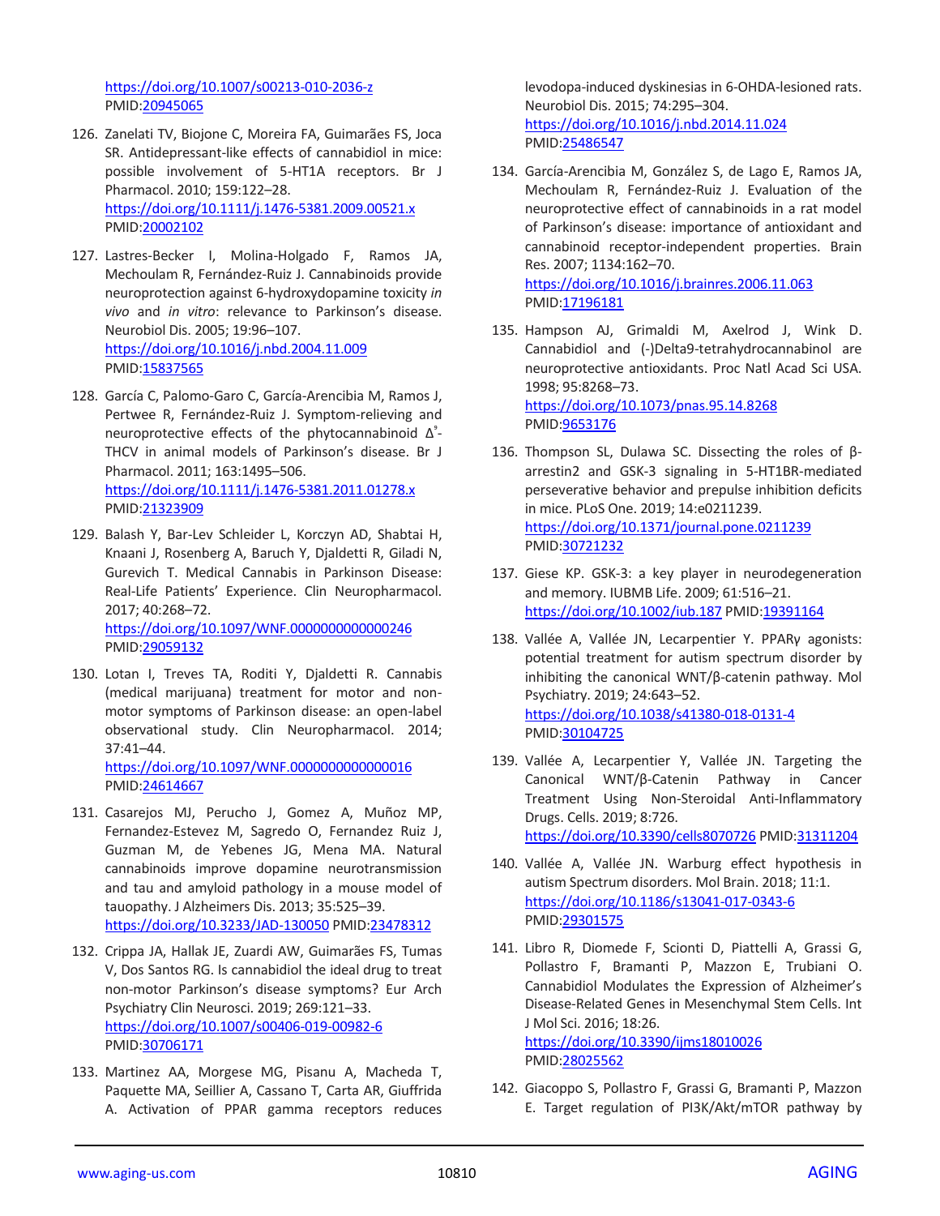https://doi.org/10.1007/s00213-010-2036-z PMID:20945065

126. Zanelati TV, Biojone C, Moreira FA, Guimarães FS, Joca SR. Antidepressant-like effects of cannabidiol in mice: possible involvement of 5-HT1A receptors. Br J Pharmacol. 2010; 159:122–28. https://doi.org/10.1111/j.1476-5381.2009.00521.x PMID:20002102

127. Lastres-Becker I, Molina-Holgado F, Ramos JA, Mechoulam R, Fernández-Ruiz J. Cannabinoids provide neuroprotection against 6-hydroxydopamine toxicity *in vivo* and *in vitro*: relevance to Parkinson's disease. Neurobiol Dis. 2005; 19:96–107. https://doi.org/10.1016/j.nbd.2004.11.009 PMID:15837565

128. García C, Palomo-Garo C, García-Arencibia M, Ramos J, Pertwee R, Fernández-Ruiz J. Symptom-relieving and neuroprotective effects of the phytocannabinoid $\Delta^9$-THCV in animal models of Parkinson's disease. Br J Pharmacol. 2011; 163:1495–506. https://doi.org/10.1111/j.1476-5381.2011.01278.x PMID:21323909

129. Balash Y, Bar-Lev Schleider L, Korczyn AD, Shabtai H, Knaani J, Rosenberg A, Baruch Y, Djaldetti R, Giladi N, Gurevich T. Medical Cannabis in Parkinson Disease: Real-Life Patients' Experience. Clin Neuropharmacol. 2017; 40:268–72. https://doi.org/10.1097/WNF.0000000000000246 PMID:29059132

130. Lotan I, Treves TA, Roditi Y, Djaldetti R. Cannabis (medical marijuana) treatment for motor and non-motor symptoms of Parkinson disease: an open-label observational study. Clin Neuropharmacol. 2014; 37:41–44. https://doi.org/10.1097/WNF.0000000000000016 PMID:24614667

131. Casarejos MJ, Perucho J, Gomez A, Muñoz MP, Fernandez-Estevez M, Sagredo O, Fernandez Ruiz J, Guzman M, de Yebenes JG, Mena MA. Natural cannabinoids improve dopamine neurotransmission and tau and amyloid pathology in a mouse model of tauopathy. J Alzheimers Dis. 2013; 35:525–39. https://doi.org/10.3233/JAD-130050 PMID:23478312

132. Crippa JA, Hallak JE, Zuardi AW, Guimarães FS, Tumas V, Dos Santos RG. Is cannabidiol the ideal drug to treat non-motor Parkinson's disease symptoms? Eur Arch Psychiatry Clin Neurosci. 2019; 269:121–33. https://doi.org/10.1007/s00406-019-00982-6 PMID:30706171

133. Martinez AA, Morgese MG, Pisanu A, Macheda T, Paquette MA, Seillier A, Cassano T, Carta AR, Giuffrida A. Activation of PPAR gamma receptors reduces levodopa-induced dyskinesias in 6-OHDA-lesioned rats. Neurobiol Dis. 2015; 74:295–304. https://doi.org/10.1016/j.nbd.2014.11.024 PMID:25486547

134. García-Arencibia M, González S, de Lago E, Ramos JA, Mechoulam R, Fernández-Ruiz J. Evaluation of the neuroprotective effect of cannabinoids in a rat model of Parkinson's disease: importance of antioxidant and cannabinoid receptor-independent properties. Brain Res. 2007; 1134:162–70. https://doi.org/10.1016/j.brainres.2006.11.063 PMID:17196181

135. Hampson AJ, Grimaldi M, Axelrod J, Wink D. Cannabidiol and (-)Delta9-tetrahydrocannabinol are neuroprotective antioxidants. Proc Natl Acad Sci USA. 1998; 95:8268–73. https://doi.org/10.1073/pnas.95.14.8268 PMID:9653176

136. Thompson SL, Dulawa SC. Dissecting the roles of β-arrestin2 and GSK-3 signaling in 5-HT1BR-mediated perseverative behavior and prepulse inhibition deficits in mice. PLoS One. 2019; 14:e0211239. https://doi.org/10.1371/journal.pone.0211239 PMID:30721232

137. Giese KP. GSK-3: a key player in neurodegeneration and memory. IUBMB Life. 2009; 61:516–21. https://doi.org/10.1002/iub.187 PMID:19391164

138. Vallée A, Vallée JN, Lecarpentier Y. PPARγ agonists: potential treatment for autism spectrum disorder by inhibiting the canonical WNT/β-catenin pathway. Mol Psychiatry. 2019; 24:643–52. https://doi.org/10.1038/s41380-018-0131-4 PMID:30104725

139. Vallée A, Lecarpentier Y, Vallée JN. Targeting the Canonical WNT/β-Catenin Pathway in Cancer Treatment Using Non-Steroidal Anti-Inflammatory Drugs. Cells. 2019; 8:726. https://doi.org/10.3390/cells8070726 PMID:31311204

140. Vallée A, Vallée JN. Warburg effect hypothesis in autism Spectrum disorders. Mol Brain. 2018; 11:1. https://doi.org/10.1186/s13041-017-0343-6 PMID:29301575

141. Libro R, Diomede F, Scionti D, Piattelli A, Grassi G, Pollastro F, Bramanti P, Mazzon E, Trubiani O. Cannabidiol Modulates the Expression of Alzheimer's Disease-Related Genes in Mesenchymal Stem Cells. Int J Mol Sci. 2016; 18:26. https://doi.org/10.3390/ijms18010026 PMID:28025562

142. Giacoppo S, Pollastro F, Grassi G, Bramanti P, Mazzon E. Target regulation of PI3K/Akt/mTOR pathway by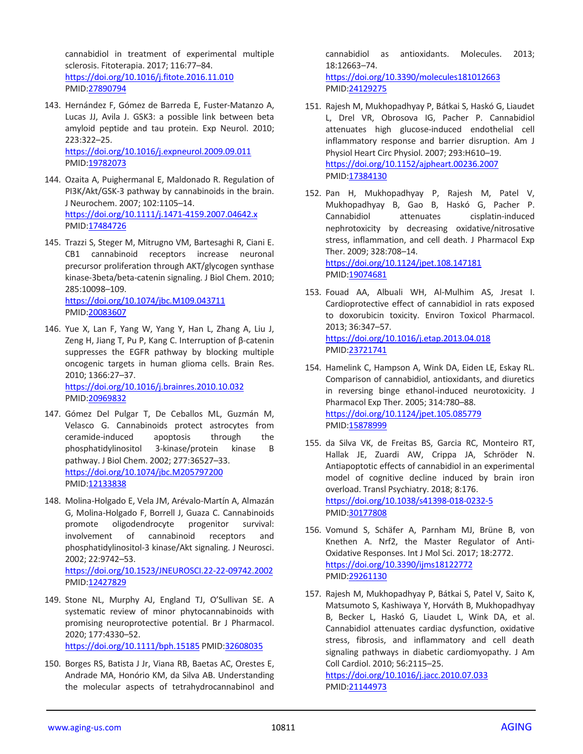cannabidiol in treatment of experimental multiple sclerosis. Fitoterapia. 2017; 116:77–84. https://doi.org/10.1016/j.fitote.2016.11.010 PMID:27890794

143. Hernández F, Gómez de Barreda E, Fuster-Matanzo A, Lucas JJ, Avila J. GSK3: a possible link between beta amyloid peptide and tau protein. Exp Neurol. 2010; 223:322–25. https://doi.org/10.1016/j.expneurol.2009.09.011 PMID:19782073

144. Ozaita A, Puighermanal E, Maldonado R. Regulation of PI3K/Akt/GSK-3 pathway by cannabinoids in the brain. J Neurochem. 2007; 102:1105–14. https://doi.org/10.1111/j.1471-4159.2007.04642.x PMID:17484726

145. Trazzi S, Steger M, Mitrugno VM, Bartesaghi R, Ciani E. CB1 cannabinoid receptors increase neuronal precursor proliferation through AKT/glycogen synthase kinase-3beta/beta-catenin signaling. J Biol Chem. 2010; 285:10098–109. https://doi.org/10.1074/jbc.M109.043711 PMID:20083607

146. Yue X, Lan F, Yang W, Yang Y, Han L, Zhang A, Liu J, Zeng H, Jiang T, Pu P, Kang C. Interruption of β-catenin suppresses the EGFR pathway by blocking multiple oncogenic targets in human glioma cells. Brain Res. 2010; 1366:27–37. https://doi.org/10.1016/j.brainres.2010.10.032 PMID:20969832

147. Gómez Del Pulgar T, De Ceballos ML, Guzmán M, Velasco G. Cannabinoids protect astrocytes from ceramide-induced apoptosis through the phosphatidylinositol 3-kinase/protein kinase B pathway. J Biol Chem. 2002; 277:36527–33. https://doi.org/10.1074/jbc.M205797200 PMID:12133838

148. Molina-Holgado E, Vela JM, Arévalo-Martín A, Almazán G, Molina-Holgado F, Borrell J, Guaza C. Cannabinoids promote oligodendrocyte progenitor survival: involvement of cannabinoid receptors and phosphatidylinositol-3 kinase/Akt signaling. J Neurosci. 2002; 22:9742–53. https://doi.org/10.1523/JNEUROSCI.22-22-09742.2002 PMID:12427829

149. Stone NL, Murphy AJ, England TJ, O'Sullivan SE. A systematic review of minor phytocannabinoids with promising neuroprotective potential. Br J Pharmacol. 2020; 177:4330–52. https://doi.org/10.1111/bph.15185 PMID:32608035

150. Borges RS, Batista J Jr, Viana RB, Baetas AC, Orestes E, Andrade MA, Honório KM, da Silva AB. Understanding the molecular aspects of tetrahydrocannabinol and cannabidiol as antioxidants. Molecules. 2013; 18:12663–74. https://doi.org/10.3390/molecules181012663 PMID:24129275

151. Rajesh M, Mukhopadhyay P, Bátkai S, Haskó G, Liaudet L, Drel VR, Obrosova IG, Pacher P. Cannabidiol attenuates high glucose-induced endothelial cell inflammatory response and barrier disruption. Am J Physiol Heart Circ Physiol. 2007; 293:H610–19. https://doi.org/10.1152/ajpheart.00236.2007 PMID:17384130

152. Pan H, Mukhopadhyay P, Rajesh M, Patel V, Mukhopadhyay B, Gao B, Haskó G, Pacher P. Cannabidiol attenuates cisplatin-induced nephrotoxicity by decreasing oxidative/nitrosative stress, inflammation, and cell death. J Pharmacol Exp Ther. 2009; 328:708–14. https://doi.org/10.1124/jpet.108.147181 PMID:19074681

153. Fouad AA, Albuali WH, Al-Mulhim AS, Jresat I. Cardioprotective effect of cannabidiol in rats exposed to doxorubicin toxicity. Environ Toxicol Pharmacol. 2013; 36:347–57. https://doi.org/10.1016/j.etap.2013.04.018 PMID:23721741

154. Hamelink C, Hampson A, Wink DA, Eiden LE, Eskay RL. Comparison of cannabidiol, antioxidants, and diuretics in reversing binge ethanol-induced neurotoxicity. J Pharmacol Exp Ther. 2005; 314:780–88. https://doi.org/10.1124/jpet.105.085779 PMID:15878999

155. da Silva VK, de Freitas BS, Garcia RC, Monteiro RT, Hallak JE, Zuardi AW, Crippa JA, Schröder N. Antiapoptotic effects of cannabidiol in an experimental model of cognitive decline induced by brain iron overload. Transl Psychiatry. 2018; 8:176. https://doi.org/10.1038/s41398-018-0232-5 PMID:30177808

156. Vomund S, Schäfer A, Parnham MJ, Brüne B, von Knethen A. Nrf2, the Master Regulator of Anti-Oxidative Responses. Int J Mol Sci. 2017; 18:2772. https://doi.org/10.3390/ijms18122772 PMID:29261130

157. Rajesh M, Mukhopadhyay P, Bátkai S, Patel V, Saito K, Matsumoto S, Kashiwaya Y, Horváth B, Mukhopadhyay B, Becker L, Haskó G, Liaudet L, Wink DA, et al. Cannabidiol attenuates cardiac dysfunction, oxidative stress, fibrosis, and inflammatory and cell death signaling pathways in diabetic cardiomyopathy. J Am Coll Cardiol. 2010; 56:2115–25. https://doi.org/10.1016/j.jacc.2010.07.033 PMID:21144973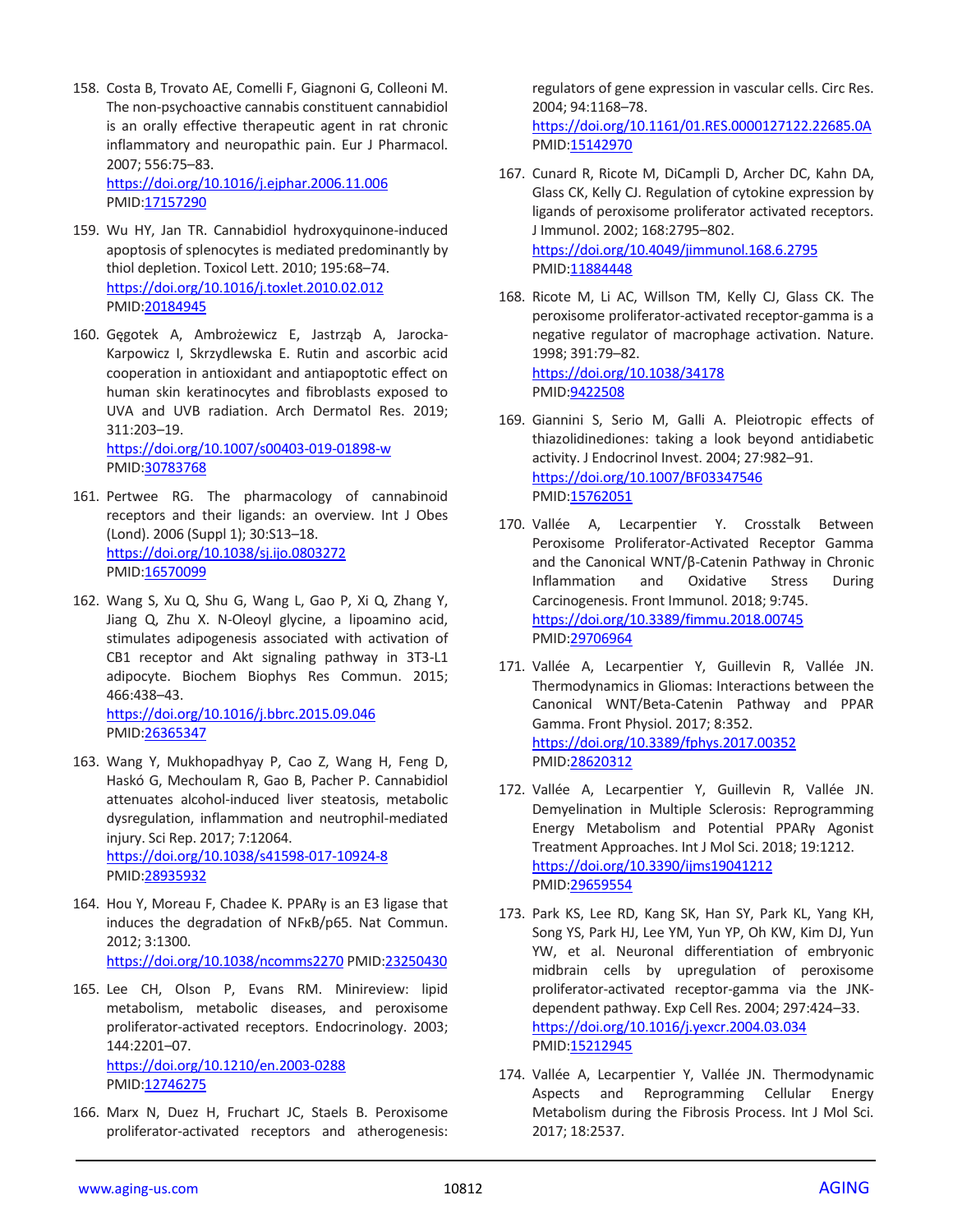158. Costa B, Trovato AE, Comelli F, Giagnoni G, Colleoni M. The non-psychoactive cannabis constituent cannabidiol is an orally effective therapeutic agent in rat chronic inflammatory and neuropathic pain. Eur J Pharmacol. 2007; 556:75–83.
https://doi.org/10.1016/j.ejphar.2006.11.006
PMID:17157290

159. Wu HY, Jan TR. Cannabidiol hydroxyquinone-induced apoptosis of splenocytes is mediated predominantly by thiol depletion. Toxicol Lett. 2010; 195:68–74.
https://doi.org/10.1016/j.toxlet.2010.02.012
PMID:20184945

160. Gęgotek A, Ambrożewicz E, Jastrząb A, Jarocka-Karpowicz I, Skrzydlewska E. Rutin and ascorbic acid cooperation in antioxidant and antiapoptotic effect on human skin keratinocytes and fibroblasts exposed to UVA and UVB radiation. Arch Dermatol Res. 2019; 311:203–19.
https://doi.org/10.1007/s00403-019-01898-w
PMID:30783768

161. Pertwee RG. The pharmacology of cannabinoid receptors and their ligands: an overview. Int J Obes (Lond). 2006 (Suppl 1); 30:S13–18.
https://doi.org/10.1038/sj.ijo.0803272
PMID:16570099

162. Wang S, Xu Q, Shu G, Wang L, Gao P, Xi Q, Zhang Y, Jiang Q, Zhu X. N-Oleoyl glycine, a lipoamino acid, stimulates adipogenesis associated with activation of CB1 receptor and Akt signaling pathway in 3T3-L1 adipocyte. Biochem Biophys Res Commun. 2015; 466:438–43.
https://doi.org/10.1016/j.bbrc.2015.09.046
PMID:26365347

163. Wang Y, Mukhopadhyay P, Cao Z, Wang H, Feng D, Haskó G, Mechoulam R, Gao B, Pacher P. Cannabidiol attenuates alcohol-induced liver steatosis, metabolic dysregulation, inflammation and neutrophil-mediated injury. Sci Rep. 2017; 7:12064.
https://doi.org/10.1038/s41598-017-10924-8
PMID:28935932

164. Hou Y, Moreau F, Chadee K. PPARγ is an E3 ligase that induces the degradation of NFκB/p65. Nat Commun. 2012; 3:1300.
https://doi.org/10.1038/ncomms2270 PMID:23250430

165. Lee CH, Olson P, Evans RM. Minireview: lipid metabolism, metabolic diseases, and peroxisome proliferator-activated receptors. Endocrinology. 2003; 144:2201–07.
https://doi.org/10.1210/en.2003-0288
PMID:12746275

166. Marx N, Duez H, Fruchart JC, Staels B. Peroxisome proliferator-activated receptors and atherogenesis: regulators of gene expression in vascular cells. Circ Res. 2004; 94:1168–78.
https://doi.org/10.1161/01.RES.0000127122.22685.0A
PMID:15142970

167. Cunard R, Ricote M, DiCampli D, Archer DC, Kahn DA, Glass CK, Kelly CJ. Regulation of cytokine expression by ligands of peroxisome proliferator activated receptors. J Immunol. 2002; 168:2795–802.
https://doi.org/10.4049/jimmunol.168.6.2795
PMID:11884448

168. Ricote M, Li AC, Willson TM, Kelly CJ, Glass CK. The peroxisome proliferator-activated receptor-gamma is a negative regulator of macrophage activation. Nature. 1998; 391:79–82.
https://doi.org/10.1038/34178
PMID:9422508

169. Giannini S, Serio M, Galli A. Pleiotropic effects of thiazolidinediones: taking a look beyond antidiabetic activity. J Endocrinol Invest. 2004; 27:982–91.
https://doi.org/10.1007/BF03347546
PMID:15762051

170. Vallée A, Lecarpentier Y. Crosstalk Between Peroxisome Proliferator-Activated Receptor Gamma and the Canonical WNT/β-Catenin Pathway in Chronic Inflammation and Oxidative Stress During Carcinogenesis. Front Immunol. 2018; 9:745.
https://doi.org/10.3389/fimmu.2018.00745
PMID:29706964

171. Vallée A, Lecarpentier Y, Guillevin R, Vallée JN. Thermodynamics in Gliomas: Interactions between the Canonical WNT/Beta-Catenin Pathway and PPAR Gamma. Front Physiol. 2017; 8:352.
https://doi.org/10.3389/fphys.2017.00352
PMID:28620312

172. Vallée A, Lecarpentier Y, Guillevin R, Vallée JN. Demyelination in Multiple Sclerosis: Reprogramming Energy Metabolism and Potential PPARγ Agonist Treatment Approaches. Int J Mol Sci. 2018; 19:1212.
https://doi.org/10.3390/ijms19041212
PMID:29659554

173. Park KS, Lee RD, Kang SK, Han SY, Park KL, Yang KH, Song YS, Park HJ, Lee YM, Yun YP, Oh KW, Kim DJ, Yun YW, et al. Neuronal differentiation of embryonic midbrain cells by upregulation of peroxisome proliferator-activated receptor-gamma via the JNK-dependent pathway. Exp Cell Res. 2004; 297:424–33.
https://doi.org/10.1016/j.yexcr.2004.03.034
PMID:15212945

174. Vallée A, Lecarpentier Y, Vallée JN. Thermodynamic Aspects and Reprogramming Cellular Energy Metabolism during the Fibrosis Process. Int J Mol Sci. 2017; 18:2537.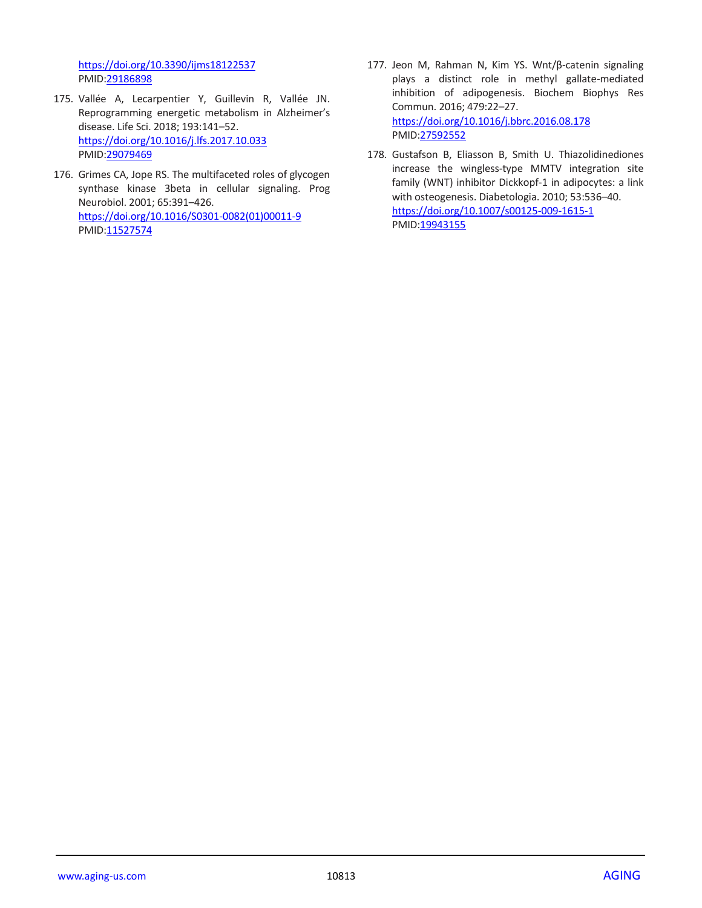https://doi.org/10.3390/ijms18122537
PMID:29186898

175. Vallée A, Lecarpentier Y, Guillevin R, Vallée JN. Reprogramming energetic metabolism in Alzheimer's disease. Life Sci. 2018; 193:141–52.
https://doi.org/10.1016/j.lfs.2017.10.033
PMID:29079469

176. Grimes CA, Jope RS. The multifaceted roles of glycogen synthase kinase 3beta in cellular signaling. Prog Neurobiol. 2001; 65:391–426.
https://doi.org/10.1016/S0301-0082(01)00011-9
PMID:11527574

177. Jeon M, Rahman N, Kim YS. Wnt/β-catenin signaling plays a distinct role in methyl gallate-mediated inhibition of adipogenesis. Biochem Biophys Res Commun. 2016; 479:22–27.
https://doi.org/10.1016/j.bbrc.2016.08.178
PMID:27592552

178. Gustafson B, Eliasson B, Smith U. Thiazolidinediones increase the wingless-type MMTV integration site family (WNT) inhibitor Dickkopf-1 in adipocytes: a link with osteogenesis. Diabetologia. 2010; 53:536–40.
https://doi.org/10.1007/s00125-009-1615-1
PMID:19943155